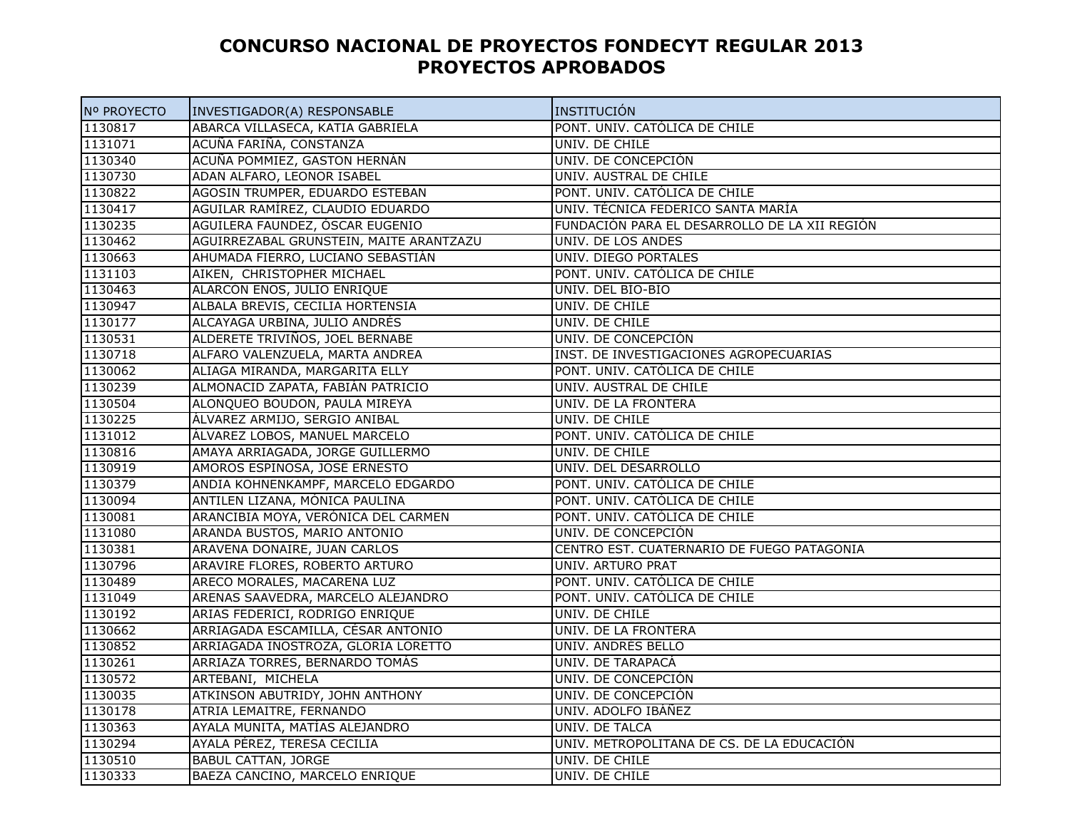# CONCURSO NACIONAL DE PROYECTOS FONDECYT REGULAR 2013
# PROYECTOS APROBADOS

| Nº PROYECTO | INVESTIGADOR(A) RESPONSABLE | INSTITUCIÓN |
|---|---|---|
| 1130817 | ABARCA VILLASECA, KATIA GABRIELA | PONT. UNIV. CATÓLICA DE CHILE |
| 1131071 | ACUÑA FARIÑA, CONSTANZA | UNIV. DE CHILE |
| 1130340 | ACUÑA POMMIEZ, GASTON HERNÁN | UNIV. DE CONCEPCIÓN |
| 1130730 | ADAN ALFARO, LEONOR ISABEL | UNIV. AUSTRAL DE CHILE |
| 1130822 | AGOSIN TRUMPER, EDUARDO ESTEBAN | PONT. UNIV. CATÓLICA DE CHILE |
| 1130417 | AGUILAR RAMÍREZ, CLAUDIO EDUARDO | UNIV. TÉCNICA FEDERICO SANTA MARÍA |
| 1130235 | AGUILERA FAUNDEZ, ÓSCAR EUGENIO | FUNDACIÓN PARA EL DESARROLLO DE LA XII REGIÓN |
| 1130462 | AGUIRREZABAL GRUNSTEIN, MAITE ARANTZAZU | UNIV. DE LOS ANDES |
| 1130663 | AHUMADA FIERRO, LUCIANO SEBASTIÁN | UNIV. DIEGO PORTALES |
| 1131103 | AIKEN, CHRISTOPHER MICHAEL | PONT. UNIV. CATÓLICA DE CHILE |
| 1130463 | ALARCON ENOS, JULIO ENRIQUE | UNIV. DEL BIO-BIO |
| 1130947 | ALBALA BREVIS, CECILIA HORTENSIA | UNIV. DE CHILE |
| 1130177 | ALCAYAGA URBINA, JULIO ANDRÉS | UNIV. DE CHILE |
| 1130531 | ALDERETE TRIVIÑOS, JOEL BERNABE | UNIV. DE CONCEPCIÓN |
| 1130718 | ALFARO VALENZUELA, MARTA ANDREA | INST. DE INVESTIGACIONES AGROPECUARIAS |
| 1130062 | ALIAGA MIRANDA, MARGARITA ELLY | PONT. UNIV. CATÓLICA DE CHILE |
| 1130239 | ALMONACID ZAPATA, FABIÁN PATRICIO | UNIV. AUSTRAL DE CHILE |
| 1130504 | ALONQUEO BOUDON, PAULA MIREYA | UNIV. DE LA FRONTERA |
| 1130225 | ÁLVAREZ ARMIJO, SERGIO ANIBAL | UNIV. DE CHILE |
| 1131012 | ÁLVAREZ LOBOS, MANUEL MARCELO | PONT. UNIV. CATÓLICA DE CHILE |
| 1130816 | AMAYA ARRIAGADA, JORGE GUILLERMO | UNIV. DE CHILE |
| 1130919 | AMOROS ESPINOSA, JOSE ERNESTO | UNIV. DEL DESARROLLO |
| 1130379 | ANDIA KOHNENKAMPF, MARCELO EDGARDO | PONT. UNIV. CATÓLICA DE CHILE |
| 1130094 | ANTILEN LIZANA, MÓNICA PAULINA | PONT. UNIV. CATÓLICA DE CHILE |
| 1130081 | ARANCIBIA MOYA, VERÓNICA DEL CARMEN | PONT. UNIV. CATÓLICA DE CHILE |
| 1131080 | ARANDA BUSTOS, MARIO ANTONIO | UNIV. DE CONCEPCIÓN |
| 1130381 | ARAVENA DONAIRE, JUAN CARLOS | CENTRO EST. CUATERNARIO DE FUEGO PATAGONIA |
| 1130796 | ARAVIRE FLORES, ROBERTO ARTURO | UNIV. ARTURO PRAT |
| 1130489 | ARECO MORALES, MACARENA LUZ | PONT. UNIV. CATÓLICA DE CHILE |
| 1131049 | ARENAS SAAVEDRA, MARCELO ALEJANDRO | PONT. UNIV. CATÓLICA DE CHILE |
| 1130192 | ARIAS FEDERICI, RODRIGO ENRIQUE | UNIV. DE CHILE |
| 1130662 | ARRIAGADA ESCAMILLA, CÉSAR ANTONIO | UNIV. DE LA FRONTERA |
| 1130852 | ARRIAGADA INOSTROZA, GLORIA LORETTO | UNIV. ANDRÉS BELLO |
| 1130261 | ARRIAZA TORRES, BERNARDO TOMÁS | UNIV. DE TARAPACÁ |
| 1130572 | ARTEBANI, MICHELA | UNIV. DE CONCEPCIÓN |
| 1130035 | ATKINSON ABUTRIDY, JOHN ANTHONY | UNIV. DE CONCEPCIÓN |
| 1130178 | ATRIA LEMAITRE, FERNANDO | UNIV. ADOLFO IBÁÑEZ |
| 1130363 | AYALA MUNITA, MATÍAS ALEJANDRO | UNIV. DE TALCA |
| 1130294 | AYALA PÉREZ, TERESA CECILIA | UNIV. METROPOLITANA DE CS. DE LA EDUCACIÓN |
| 1130510 | BABUL CATTAN, JORGE | UNIV. DE CHILE |
| 1130333 | BAEZA CANCINO, MARCELO ENRIQUE | UNIV. DE CHILE |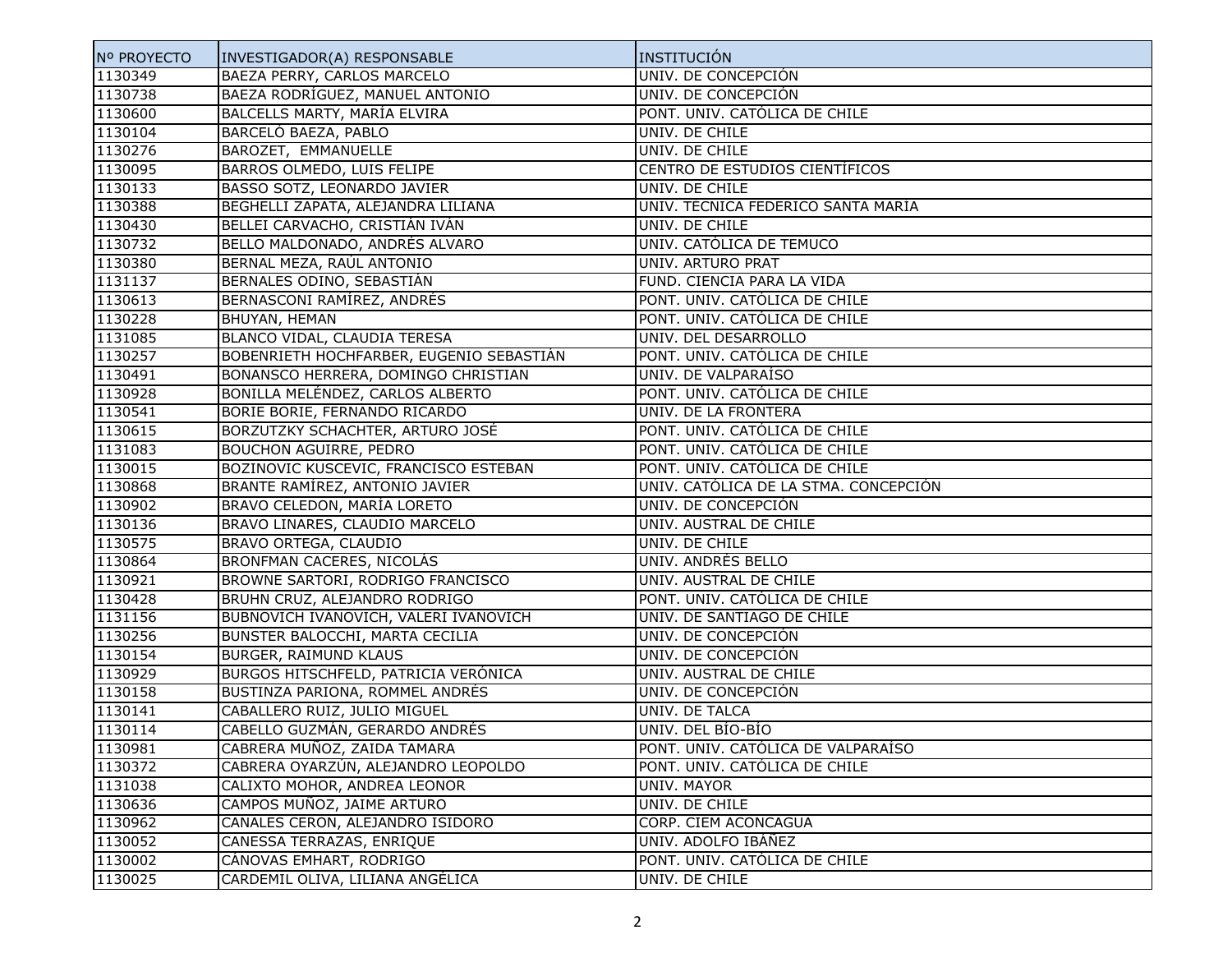| Nº PROYECTO | INVESTIGADOR(A) RESPONSABLE | INSTITUCIÓN |
|---|---|---|
| 1130349 | BAEZA PERRY, CARLOS MARCELO | UNIV. DE CONCEPCIÓN |
| 1130738 | BAEZA RODRÍGUEZ, MANUEL ANTONIO | UNIV. DE CONCEPCIÓN |
| 1130600 | BALCELLS MARTY, MARÍA ELVIRA | PONT. UNIV. CATÓLICA DE CHILE |
| 1130104 | BARCELÓ BAEZA, PABLO | UNIV. DE CHILE |
| 1130276 | BAROZET, EMMANUELLE | UNIV. DE CHILE |
| 1130095 | BARROS OLMEDO, LUIS FELIPE | CENTRO DE ESTUDIOS CIENTÍFICOS |
| 1130133 | BASSO SOTZ, LEONARDO JAVIER | UNIV. DE CHILE |
| 1130388 | BEGHELLI ZAPATA, ALEJANDRA LILIANA | UNIV. TÉCNICA FEDERICO SANTA MARÍA |
| 1130430 | BELLEI CARVACHO, CRISTIÁN IVÁN | UNIV. DE CHILE |
| 1130732 | BELLO MALDONADO, ANDRÉS ALVARO | UNIV. CATÓLICA DE TEMUCO |
| 1130380 | BERNAL MEZA, RAÚL ANTONIO | UNIV. ARTURO PRAT |
| 1131137 | BERNALES ODINO, SEBASTIÁN | FUND. CIENCIA PARA LA VIDA |
| 1130613 | BERNASCONI RAMÍREZ, ANDRÉS | PONT. UNIV. CATÓLICA DE CHILE |
| 1130228 | BHUYAN, HEMAN | PONT. UNIV. CATÓLICA DE CHILE |
| 1131085 | BLANCO VIDAL, CLAUDIA TERESA | UNIV. DEL DESARROLLO |
| 1130257 | BOBENRIETH HOCHFARBER, EUGENIO SEBASTIÁN | PONT. UNIV. CATÓLICA DE CHILE |
| 1130491 | BONANSCO HERRERA, DOMINGO CHRISTIAN | UNIV. DE VALPARAÍSO |
| 1130928 | BONILLA MELÉNDEZ, CARLOS ALBERTO | PONT. UNIV. CATÓLICA DE CHILE |
| 1130541 | BORIE BORIE, FERNANDO RICARDO | UNIV. DE LA FRONTERA |
| 1130615 | BORZUTZKY SCHACHTER, ARTURO JOSÉ | PONT. UNIV. CATÓLICA DE CHILE |
| 1131083 | BOUCHON AGUIRRE, PEDRO | PONT. UNIV. CATÓLICA DE CHILE |
| 1130015 | BOZINOVIC KUSCEVIC, FRANCISCO ESTEBAN | PONT. UNIV. CATÓLICA DE CHILE |
| 1130868 | BRANTE RAMÍREZ, ANTONIO JAVIER | UNIV. CATÓLICA DE LA STMA. CONCEPCIÓN |
| 1130902 | BRAVO CELEDON, MARÍA LORETO | UNIV. DE CONCEPCIÓN |
| 1130136 | BRAVO LINARES, CLAUDIO MARCELO | UNIV. AUSTRAL DE CHILE |
| 1130575 | BRAVO ORTEGA, CLAUDIO | UNIV. DE CHILE |
| 1130864 | BRONFMAN CACERES, NICOLÁS | UNIV. ANDRÉS BELLO |
| 1130921 | BROWNE SARTORI, RODRIGO FRANCISCO | UNIV. AUSTRAL DE CHILE |
| 1130428 | BRUHN CRUZ, ALEJANDRO RODRIGO | PONT. UNIV. CATÓLICA DE CHILE |
| 1131156 | BUBNOVICH IVANOVICH, VALERI IVANOVICH | UNIV. DE SANTIAGO DE CHILE |
| 1130256 | BUNSTER BALOCCHI, MARTA CECILIA | UNIV. DE CONCEPCIÓN |
| 1130154 | BURGER, RAIMUND KLAUS | UNIV. DE CONCEPCIÓN |
| 1130929 | BURGOS HITSCHFELD, PATRICIA VERÓNICA | UNIV. AUSTRAL DE CHILE |
| 1130158 | BUSTINZA PARIONA, ROMMEL ANDRÉS | UNIV. DE CONCEPCIÓN |
| 1130141 | CABALLERO RUIZ, JULIO MIGUEL | UNIV. DE TALCA |
| 1130114 | CABELLO GUZMÁN, GERARDO ANDRÉS | UNIV. DEL BÍO-BÍO |
| 1130981 | CABRERA MUÑOZ, ZAIDA TAMARA | PONT. UNIV. CATÓLICA DE VALPARAÍSO |
| 1130372 | CABRERA OYARZÚN, ALEJANDRO LEOPOLDO | PONT. UNIV. CATÓLICA DE CHILE |
| 1131038 | CALIXTO MOHOR, ANDREA LEONOR | UNIV. MAYOR |
| 1130636 | CAMPOS MUÑOZ, JAIME ARTURO | UNIV. DE CHILE |
| 1130962 | CANALES CERON, ALEJANDRO ISIDORO | CORP. CIEM ACONCAGUA |
| 1130052 | CANESSA TERRAZAS, ENRIQUE | UNIV. ADOLFO IBÁÑEZ |
| 1130002 | CÁNOVAS EMHART, RODRIGO | PONT. UNIV. CATÓLICA DE CHILE |
| 1130025 | CARDEMIL OLIVA, LILIANA ANGÉLICA | UNIV. DE CHILE |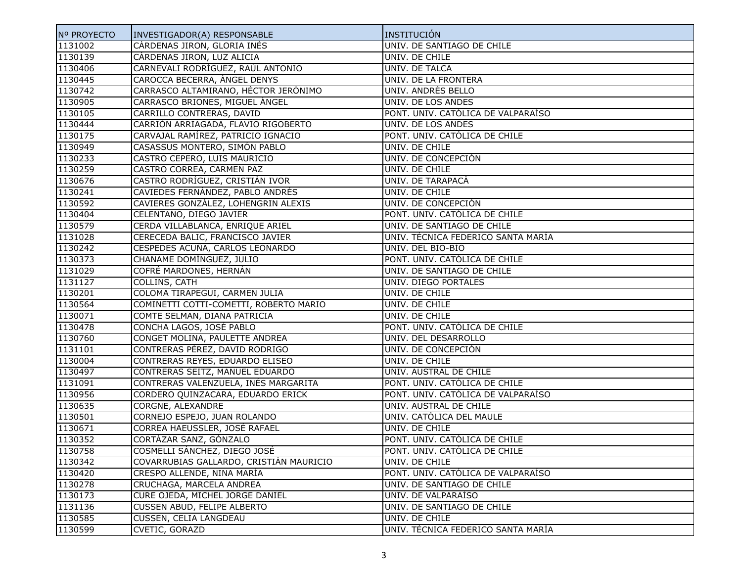| Nº PROYECTO | INVESTIGADOR(A) RESPONSABLE | INSTITUCIÓN |
|---|---|---|
| 1131002 | CÁRDENAS JIRON, GLORIA INÉS | UNIV. DE SANTIAGO DE CHILE |
| 1130139 | CÁRDENAS JIRON, LUZ ALICIA | UNIV. DE CHILE |
| 1130406 | CARNEVALI RODRÍGUEZ, RAÚL ANTONIO | UNIV. DE TALCA |
| 1130445 | CAROCCA BECERRA, ÁNGEL DENYS | UNIV. DE LA FRONTERA |
| 1130742 | CARRASCO ALTAMIRANO, HÉCTOR JERÓNIMO | UNIV. ANDRÉS BELLO |
| 1130905 | CARRASCO BRIONES, MIGUEL ÁNGEL | UNIV. DE LOS ANDES |
| 1130105 | CARRILLO CONTRERAS, DAVID | PONT. UNIV. CATÓLICA DE VALPARAÍSO |
| 1130444 | CARRIÓN ARRIAGADA, FLAVIO RIGOBERTO | UNIV. DE LOS ANDES |
| 1130175 | CARVAJAL RAMÍREZ, PATRICIO IGNACIO | PONT. UNIV. CATÓLICA DE CHILE |
| 1130949 | CASASSUS MONTERO, SIMÓN PABLO | UNIV. DE CHILE |
| 1130233 | CASTRO CEPERO, LUIS MAURICIO | UNIV. DE CONCEPCIÓN |
| 1130259 | CASTRO CORREA, CARMEN PAZ | UNIV. DE CHILE |
| 1130676 | CASTRO RODRÍGUEZ, CRISTIÁN IVOR | UNIV. DE TARAPACÁ |
| 1130241 | CAVIEDES FERNÁNDEZ, PABLO ANDRÉS | UNIV. DE CHILE |
| 1130592 | CAVIERES GONZÁLEZ, LOHENGRIN ALEXIS | UNIV. DE CONCEPCIÓN |
| 1130404 | CELENTANO, DIEGO JAVIER | PONT. UNIV. CATÓLICA DE CHILE |
| 1130579 | CERDA VILLABLANCA, ENRIQUE ARIEL | UNIV. DE SANTIAGO DE CHILE |
| 1131028 | CERECEDA BALIC, FRANCISCO JAVIER | UNIV. TÉCNICA FEDERICO SANTA MARÍA |
| 1130242 | CÉSPEDES ACUÑA, CARLOS LEONARDO | UNIV. DEL BÍO-BÍO |
| 1130373 | CHANAMÉ DOMÍNGUEZ, JULIO | PONT. UNIV. CATÓLICA DE CHILE |
| 1131029 | COFRÉ MARDONES, HERNÁN | UNIV. DE SANTIAGO DE CHILE |
| 1131127 | COLLINS, CATH | UNIV. DIEGO PORTALES |
| 1130201 | COLOMA TIRAPEGUI, CARMEN JULIA | UNIV. DE CHILE |
| 1130564 | COMINETTI COTTI-COMETTI, ROBERTO MARIO | UNIV. DE CHILE |
| 1130071 | COMTE SELMAN, DIANA PATRICIA | UNIV. DE CHILE |
| 1130478 | CONCHA LAGOS, JOSÉ PABLO | PONT. UNIV. CATÓLICA DE CHILE |
| 1130760 | CONGET MOLINA, PAULETTE ANDREA | UNIV. DEL DESARROLLO |
| 1131101 | CONTRERAS PÉREZ, DAVID RODRIGO | UNIV. DE CONCEPCIÓN |
| 1130004 | CONTRERAS REYES, EDUARDO ELISEO | UNIV. DE CHILE |
| 1130497 | CONTRERAS SEITZ, MANUEL EDUARDO | UNIV. AUSTRAL DE CHILE |
| 1131091 | CONTRERAS VALENZUELA, INÉS MARGARITA | PONT. UNIV. CATÓLICA DE CHILE |
| 1130956 | CORDERO QUINZACARA, EDUARDO ERICK | PONT. UNIV. CATÓLICA DE VALPARAÍSO |
| 1130635 | CORGNE, ALEXANDRE | UNIV. AUSTRAL DE CHILE |
| 1130501 | CORNEJO ESPEJO, JUAN ROLANDO | UNIV. CATÓLICA DEL MAULE |
| 1130671 | CORREA HAEUSSLER, JOSÉ RAFAEL | UNIV. DE CHILE |
| 1130352 | CORTÁZAR SANZ, GÓNZALO | PONT. UNIV. CATÓLICA DE CHILE |
| 1130758 | COSMELLI SÁNCHEZ, DIEGO JOSÉ | PONT. UNIV. CATÓLICA DE CHILE |
| 1130342 | COVARRUBIAS GALLARDO, CRISTIÁN MAURICIO | UNIV. DE CHILE |
| 1130420 | CRESPO ALLENDE, NINA MARÍA | PONT. UNIV. CATÓLICA DE VALPARAÍSO |
| 1130278 | CRUCHAGA, MARCELA ANDREA | UNIV. DE SANTIAGO DE CHILE |
| 1130173 | CURE OJEDA, MICHEL JORGE DANIEL | UNIV. DE VALPARAÍSO |
| 1131136 | CUSSEN ABUD, FELIPE ALBERTO | UNIV. DE SANTIAGO DE CHILE |
| 1130585 | CUSSEN, CELIA LANGDEAU | UNIV. DE CHILE |
| 1130599 | CVETIC, GORAZD | UNIV. TÉCNICA FEDERICO SANTA MARÍA |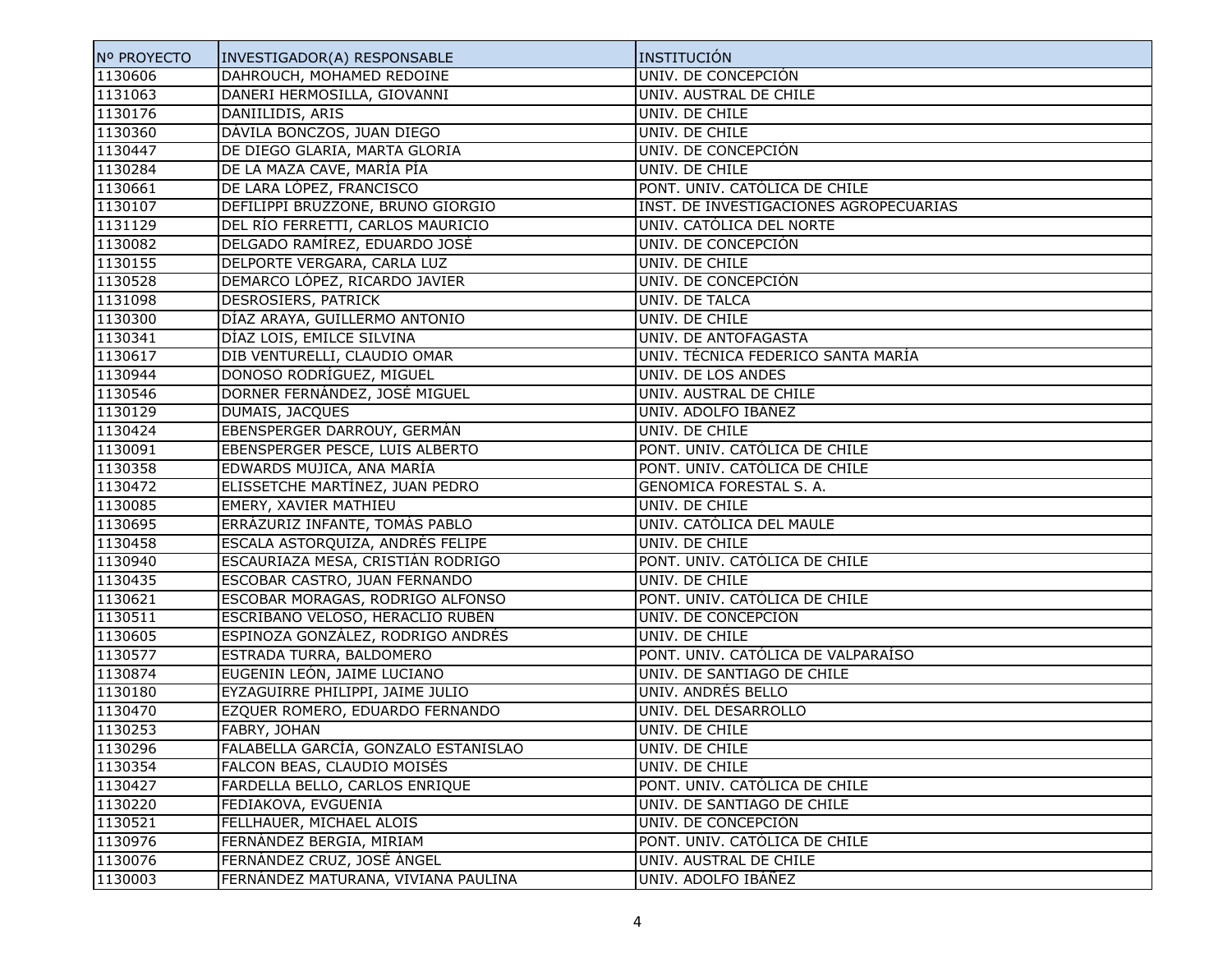| Nº PROYECTO | INVESTIGADOR(A) RESPONSABLE | INSTITUCIÓN |
| --- | --- | --- |
| 1130606 | DAHROUCH, MOHAMED REDOINE | UNIV. DE CONCEPCIÓN |
| 1131063 | DANERI HERMOSILLA, GIOVANNI | UNIV. AUSTRAL DE CHILE |
| 1130176 | DANIILIDIS, ARIS | UNIV. DE CHILE |
| 1130360 | DÁVILA BONCZOS, JUAN DIEGO | UNIV. DE CHILE |
| 1130447 | DE DIEGO GLARIA, MARTA GLORIA | UNIV. DE CONCEPCIÓN |
| 1130284 | DE LA MAZA CAVE, MARÍA PÍA | UNIV. DE CHILE |
| 1130661 | DE LARA LÓPEZ, FRANCISCO | PONT. UNIV. CATÓLICA DE CHILE |
| 1130107 | DEFILIPPI BRUZZONE, BRUNO GIORGIO | INST. DE INVESTIGACIONES AGROPECUARIAS |
| 1131129 | DEL RÍO FERRETTI, CARLOS MAURICIO | UNIV. CATÓLICA DEL NORTE |
| 1130082 | DELGADO RAMÍREZ, EDUARDO JOSÉ | UNIV. DE CONCEPCIÓN |
| 1130155 | DELPORTE VERGARA, CARLA LUZ | UNIV. DE CHILE |
| 1130528 | DEMARCO LÓPEZ, RICARDO JAVIER | UNIV. DE CONCEPCIÓN |
| 1131098 | DESROSIERS, PATRICK | UNIV. DE TALCA |
| 1130300 | DÍAZ ARAYA, GUILLERMO ANTONIO | UNIV. DE CHILE |
| 1130341 | DÍAZ LOIS, EMILCE SILVINA | UNIV. DE ANTOFAGASTA |
| 1130617 | DIB VENTURELLI, CLAUDIO OMAR | UNIV. TÉCNICA FEDERICO SANTA MARÍA |
| 1130944 | DONOSO RODRÍGUEZ, MIGUEL | UNIV. DE LOS ANDES |
| 1130546 | DORNER FERNÁNDEZ, JOSÉ MIGUEL | UNIV. AUSTRAL DE CHILE |
| 1130129 | DUMAIS, JACQUES | UNIV. ADOLFO IBÁÑEZ |
| 1130424 | EBENSPERGER DARROUY, GERMÁN | UNIV. DE CHILE |
| 1130091 | EBENSPERGER PESCE, LUIS ALBERTO | PONT. UNIV. CATÓLICA DE CHILE |
| 1130358 | EDWARDS MUJICA, ANA MARÍA | PONT. UNIV. CATÓLICA DE CHILE |
| 1130472 | ELISSETCHE MARTÍNEZ, JUAN PEDRO | GENOMICA FORESTAL S. A. |
| 1130085 | EMERY, XAVIER MATHIEU | UNIV. DE CHILE |
| 1130695 | ERRÁZURIZ INFANTE, TOMÁS PABLO | UNIV. CATÓLICA DEL MAULE |
| 1130458 | ESCALA ASTORQUIZA, ANDRÉS FELIPE | UNIV. DE CHILE |
| 1130940 | ESCAURIAZA MESA, CRISTIÁN RODRIGO | PONT. UNIV. CATÓLICA DE CHILE |
| 1130435 | ESCOBAR CASTRO, JUAN FERNANDO | UNIV. DE CHILE |
| 1130621 | ESCOBAR MORAGAS, RODRIGO ALFONSO | PONT. UNIV. CATÓLICA DE CHILE |
| 1130511 | ESCRIBANO VELOSO, HERACLIO RUBÉN | UNIV. DE CONCEPCIÓN |
| 1130605 | ESPINOZA GONZÁLEZ, RODRIGO ANDRÉS | UNIV. DE CHILE |
| 1130577 | ESTRADA TURRA, BALDOMERO | PONT. UNIV. CATÓLICA DE VALPARAÍSO |
| 1130874 | EUGENIN LEÓN, JAIME LUCIANO | UNIV. DE SANTIAGO DE CHILE |
| 1130180 | EYZAGUIRRE PHILIPPI, JAIME JULIO | UNIV. ANDRÉS BELLO |
| 1130470 | EZQUER ROMERO, EDUARDO FERNANDO | UNIV. DEL DESARROLLO |
| 1130253 | FABRY, JOHAN | UNIV. DE CHILE |
| 1130296 | FALABELLA GARCÍA, GONZALO ESTANISLAO | UNIV. DE CHILE |
| 1130354 | FALCON BEAS, CLAUDIO MOISÉS | UNIV. DE CHILE |
| 1130427 | FARDELLA BELLO, CARLOS ENRIQUE | PONT. UNIV. CATÓLICA DE CHILE |
| 1130220 | FEDIAKOVA, EVGUENIA | UNIV. DE SANTIAGO DE CHILE |
| 1130521 | FELLHAUER, MICHAEL ALOIS | UNIV. DE CONCEPCIÓN |
| 1130976 | FERNÁNDEZ BERGIA, MIRIAM | PONT. UNIV. CATÓLICA DE CHILE |
| 1130076 | FERNÁNDEZ CRUZ, JOSÉ ÁNGEL | UNIV. AUSTRAL DE CHILE |
| 1130003 | FERNÁNDEZ MATURANA, VIVIANA PAULINA | UNIV. ADOLFO IBÁÑEZ |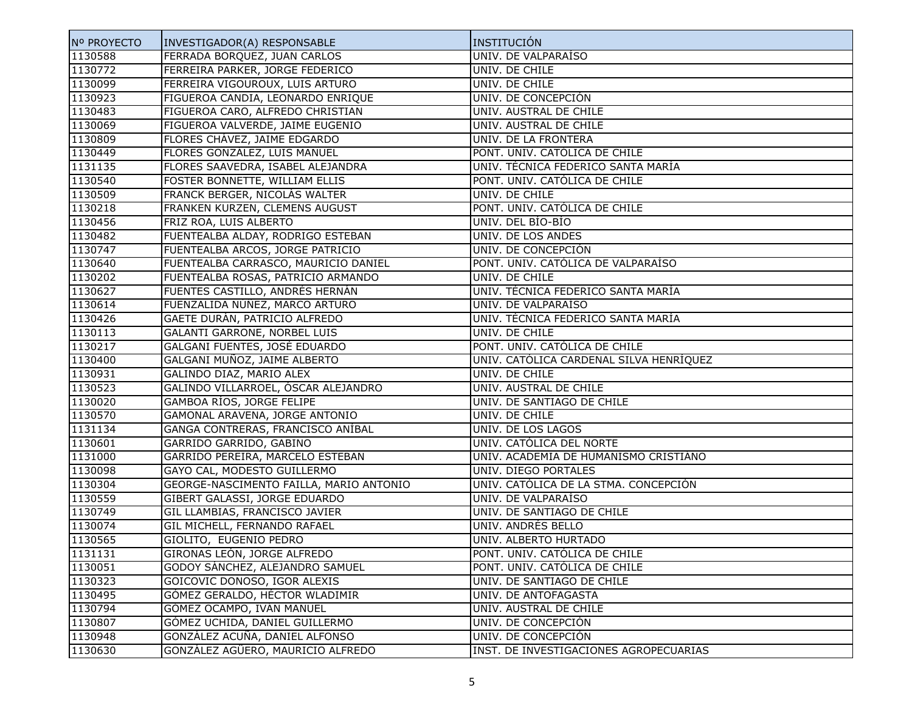| Nº PROYECTO | INVESTIGADOR(A) RESPONSABLE | INSTITUCIÓN |
|---|---|---|
| 1130588 | FERRADA BORQUEZ, JUAN CARLOS | UNIV. DE VALPARAÍSO |
| 1130772 | FERREIRA PARKER, JORGE FEDERICO | UNIV. DE CHILE |
| 1130099 | FERREIRA VIGOUROUX, LUIS ARTURO | UNIV. DE CHILE |
| 1130923 | FIGUEROA CANDIA, LEONARDO ENRIQUE | UNIV. DE CONCEPCIÓN |
| 1130483 | FIGUEROA CARO, ALFREDO CHRISTIAN | UNIV. AUSTRAL DE CHILE |
| 1130069 | FIGUEROA VALVERDE, JAIME EUGENIO | UNIV. AUSTRAL DE CHILE |
| 1130809 | FLORES CHÁVEZ, JAIME EDGARDO | UNIV. DE LA FRONTERA |
| 1130449 | FLORES GONZÁLEZ, LUIS MANUEL | PONT. UNIV. CATÓLICA DE CHILE |
| 1131135 | FLORES SAAVEDRA, ISABEL ALEJANDRA | UNIV. TÉCNICA FEDERICO SANTA MARÍA |
| 1130540 | FOSTER BONNETTE, WILLIAM ELLIS | PONT. UNIV. CATÓLICA DE CHILE |
| 1130509 | FRANCK BERGER, NICOLÁS WALTER | UNIV. DE CHILE |
| 1130218 | FRANKEN KURZEN, CLEMENS AUGUST | PONT. UNIV. CATÓLICA DE CHILE |
| 1130456 | FRIZ ROA, LUIS ALBERTO | UNIV. DEL BÍO-BÍO |
| 1130482 | FUENTEALBA ALDAY, RODRIGO ESTEBAN | UNIV. DE LOS ANDES |
| 1130747 | FUENTEALBA ARCOS, JORGE PATRICIO | UNIV. DE CONCEPCIÓN |
| 1130640 | FUENTEALBA CARRASCO, MAURICIO DANIEL | PONT. UNIV. CATÓLICA DE VALPARAÍSO |
| 1130202 | FUENTEALBA ROSAS, PATRICIO ARMANDO | UNIV. DE CHILE |
| 1130627 | FUENTES CASTILLO, ANDRÉS HERNÁN | UNIV. TÉCNICA FEDERICO SANTA MARÍA |
| 1130614 | FUENZALIDA NÚÑEZ, MARCO ARTURO | UNIV. DE VALPARAÍSO |
| 1130426 | GAETE DURÁN, PATRICIO ALFREDO | UNIV. TÉCNICA FEDERICO SANTA MARÍA |
| 1130113 | GALANTI GARRONE, NORBEL LUIS | UNIV. DE CHILE |
| 1130217 | GALGANI FUENTES, JOSÉ EDUARDO | PONT. UNIV. CATÓLICA DE CHILE |
| 1130400 | GALGANI MUÑOZ, JAIME ALBERTO | UNIV. CATÓLICA CARDENAL SILVA HENRÍQUEZ |
| 1130931 | GALINDO DIAZ, MARIO ALEX | UNIV. DE CHILE |
| 1130523 | GALINDO VILLARROEL, ÓSCAR ALEJANDRO | UNIV. AUSTRAL DE CHILE |
| 1130020 | GAMBOA RÍOS, JORGE FELIPE | UNIV. DE SANTIAGO DE CHILE |
| 1130570 | GAMONAL ARAVENA, JORGE ANTONIO | UNIV. DE CHILE |
| 1131134 | GANGA CONTRERAS, FRANCISCO ANÍBAL | UNIV. DE LOS LAGOS |
| 1130601 | GARRIDO GARRIDO, GABINO | UNIV. CATÓLICA DEL NORTE |
| 1131000 | GARRIDO PEREIRA, MARCELO ESTEBAN | UNIV. ACADEMIA DE HUMANISMO CRISTIANO |
| 1130098 | GAYO CAL, MODESTO GUILLERMO | UNIV. DIEGO PORTALES |
| 1130304 | GEORGE-NASCIMENTO FAILLA, MARIO ANTONIO | UNIV. CATÓLICA DE LA STMA. CONCEPCIÓN |
| 1130559 | GIBERT GALASSI, JORGE EDUARDO | UNIV. DE VALPARAÍSO |
| 1130749 | GIL LLAMBIAS, FRANCISCO JAVIER | UNIV. DE SANTIAGO DE CHILE |
| 1130074 | GIL MICHELL, FERNANDO RAFAEL | UNIV. ANDRÉS BELLO |
| 1130565 | GIOLITO,  EUGENIO PEDRO | UNIV. ALBERTO HURTADO |
| 1131131 | GIRONAS LEÓN, JORGE ALFREDO | PONT. UNIV. CATÓLICA DE CHILE |
| 1130051 | GODOY SÁNCHEZ, ALEJANDRO SAMUEL | PONT. UNIV. CATÓLICA DE CHILE |
| 1130323 | GOICOVIC DONOSO, IGOR ALEXIS | UNIV. DE SANTIAGO DE CHILE |
| 1130495 | GÓMEZ GERALDO, HÉCTOR WLADIMIR | UNIV. DE ANTOFAGASTA |
| 1130794 | GÓMEZ OCAMPO, IVAN MANUEL | UNIV. AUSTRAL DE CHILE |
| 1130807 | GÓMEZ UCHIDA, DANIEL GUILLERMO | UNIV. DE CONCEPCIÓN |
| 1130948 | GONZÁLEZ ACUÑA, DANIEL ALFONSO | UNIV. DE CONCEPCIÓN |
| 1130630 | GONZÁLEZ AGÜERO, MAURICIO ALFREDO | INST. DE INVESTIGACIONES AGROPECUARIAS |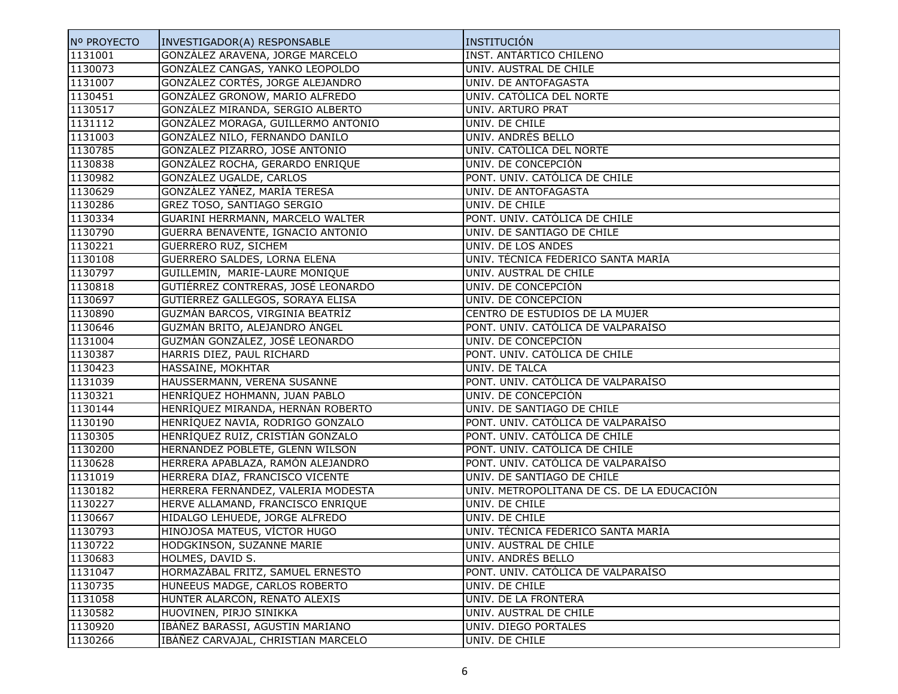| Nº PROYECTO | INVESTIGADOR(A) RESPONSABLE | INSTITUCIÓN |
|---|---|---|
| 1131001 | GONZÁLEZ ARAVENA, JORGE MARCELO | INST. ANTÁRTICO CHILENO |
| 1130073 | GONZÁLEZ CANGAS, YANKO LEOPOLDO | UNIV. AUSTRAL DE CHILE |
| 1131007 | GONZÁLEZ CORTÉS, JORGE ALEJANDRO | UNIV. DE ANTOFAGASTA |
| 1130451 | GONZÁLEZ GRONOW, MARIO ALFREDO | UNIV. CATÓLICA DEL NORTE |
| 1130517 | GONZÁLEZ MIRANDA, SERGIO ALBERTO | UNIV. ARTURO PRAT |
| 1131112 | GONZÁLEZ MORAGA, GUILLERMO ANTONIO | UNIV. DE CHILE |
| 1131003 | GONZÁLEZ NILO, FERNANDO DANILO | UNIV. ANDRÉS BELLO |
| 1130785 | GONZÁLEZ PIZARRO, JOSÉ ANTONIO | UNIV. CATÓLICA DEL NORTE |
| 1130838 | GONZÁLEZ ROCHA, GERARDO ENRIQUE | UNIV. DE CONCEPCIÓN |
| 1130982 | GONZÁLEZ UGALDE, CARLOS | PONT. UNIV. CATÓLICA DE CHILE |
| 1130629 | GONZÁLEZ YÁÑEZ, MARÍA TERESA | UNIV. DE ANTOFAGASTA |
| 1130286 | GREZ TOSO, SANTIAGO SERGIO | UNIV. DE CHILE |
| 1130334 | GUARINI HERRMANN, MARCELO WALTER | PONT. UNIV. CATÓLICA DE CHILE |
| 1130790 | GUERRA BENAVENTE, IGNACIO ANTONIO | UNIV. DE SANTIAGO DE CHILE |
| 1130221 | GUERRERO RUZ, SICHEM | UNIV. DE LOS ANDES |
| 1130108 | GUERRERO SALDES, LORNA ELENA | UNIV. TÉCNICA FEDERICO SANTA MARÍA |
| 1130797 | GUILLEMIN, MARIE-LAURE MONIQUE | UNIV. AUSTRAL DE CHILE |
| 1130818 | GUTIÉRREZ CONTRERAS, JOSÉ LEONARDO | UNIV. DE CONCEPCIÓN |
| 1130697 | GUTIÉRREZ GALLEGOS, SORAYA ELISA | UNIV. DE CONCEPCIÓN |
| 1130890 | GUZMÁN BARCOS, VIRGINIA BEATRÍZ | CENTRO DE ESTUDIOS DE LA MUJER |
| 1130646 | GUZMÁN BRITO, ALEJANDRO ÁNGEL | PONT. UNIV. CATÓLICA DE VALPARAÍSO |
| 1131004 | GUZMÁN GONZÁLEZ, JOSÉ LEONARDO | UNIV. DE CONCEPCIÓN |
| 1130387 | HARRIS DIEZ, PAUL RICHARD | PONT. UNIV. CATÓLICA DE CHILE |
| 1130423 | HASSAINE, MOKHTAR | UNIV. DE TALCA |
| 1131039 | HAUSSERMANN, VERENA SUSANNE | PONT. UNIV. CATÓLICA DE VALPARAÍSO |
| 1130321 | HENRÍQUEZ HOHMANN, JUAN PABLO | UNIV. DE CONCEPCIÓN |
| 1130144 | HENRÍQUEZ MIRANDA, HERNÁN ROBERTO | UNIV. DE SANTIAGO DE CHILE |
| 1130190 | HENRÍQUEZ NAVIA, RODRIGO GONZALO | PONT. UNIV. CATÓLICA DE VALPARAÍSO |
| 1130305 | HENRÍQUEZ RUIZ, CRISTIÁN GONZALO | PONT. UNIV. CATÓLICA DE CHILE |
| 1130200 | HERNÁNDEZ POBLETE, GLENN WILSON | PONT. UNIV. CATÓLICA DE CHILE |
| 1130628 | HERRERA APABLAZA, RAMÓN ALEJANDRO | PONT. UNIV. CATÓLICA DE VALPARAÍSO |
| 1131019 | HERRERA DIAZ, FRANCISCO VICENTE | UNIV. DE SANTIAGO DE CHILE |
| 1130182 | HERRERA FERNÁNDEZ, VALERIA MODESTA | UNIV. METROPOLITANA DE CS. DE LA EDUCACIÓN |
| 1130227 | HERVE ALLAMAND, FRANCISCO ENRIQUE | UNIV. DE CHILE |
| 1130667 | HIDALGO LEHUEDE, JORGE ALFREDO | UNIV. DE CHILE |
| 1130793 | HINOJOSA MATEUS, VÍCTOR HUGO | UNIV. TÉCNICA FEDERICO SANTA MARÍA |
| 1130722 | HODGKINSON, SUZANNE MARIE | UNIV. AUSTRAL DE CHILE |
| 1130683 | HOLMES, DAVID S. | UNIV. ANDRÉS BELLO |
| 1131047 | HORMAZÁBAL FRITZ, SAMUEL ERNESTO | PONT. UNIV. CATÓLICA DE VALPARAÍSO |
| 1130735 | HUNEEUS MADGE, CARLOS ROBERTO | UNIV. DE CHILE |
| 1131058 | HUNTER ALARCÓN, RENATO ALEXIS | UNIV. DE LA FRONTERA |
| 1130582 | HUOVINEN, PIRJO SINIKKA | UNIV. AUSTRAL DE CHILE |
| 1130920 | IBÁÑEZ BARASSI, AGUSTIN MARIANO | UNIV. DIEGO PORTALES |
| 1130266 | IBÁÑEZ CARVAJAL, CHRISTIAN MARCELO | UNIV. DE CHILE |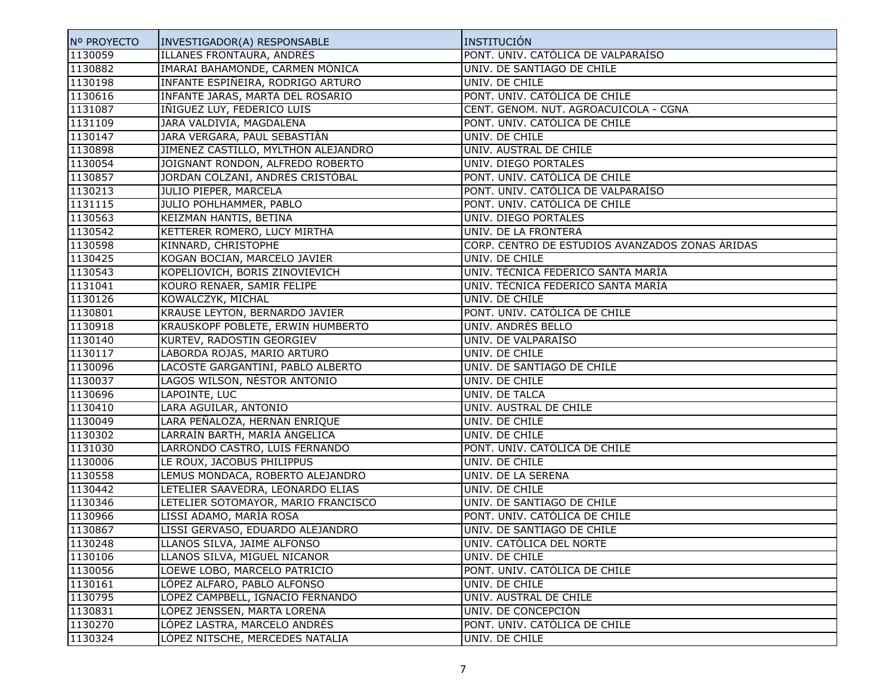| Nº PROYECTO | INVESTIGADOR(A) RESPONSABLE | INSTITUCIÓN |
|---|---|---|
| 1130059 | ILLANES FRONTAURA, ANDRÉS | PONT. UNIV. CATÓLICA DE VALPARAÍSO |
| 1130882 | IMARAI BAHAMONDE, CARMEN MÓNICA | UNIV. DE SANTIAGO DE CHILE |
| 1130198 | INFANTE ESPIÑEIRA, RODRIGO ARTURO | UNIV. DE CHILE |
| 1130616 | INFANTE JARAS, MARTA DEL ROSARIO | PONT. UNIV. CATÓLICA DE CHILE |
| 1131087 | IÑIGUEZ LUY, FEDERICO LUIS | CENT. GENOM. NUT. AGROACUICOLA - CGNA |
| 1131109 | JARA VALDIVIA, MAGDALENA | PONT. UNIV. CATÓLICA DE CHILE |
| 1130147 | JARA VERGARA, PAUL SEBASTIÁN | UNIV. DE CHILE |
| 1130898 | JIMÉNEZ CASTILLO, MYLTHON ALEJANDRO | UNIV. AUSTRAL DE CHILE |
| 1130054 | JOIGNANT RONDON, ALFREDO ROBERTO | UNIV. DIEGO PORTALES |
| 1130857 | JORDAN COLZANI, ANDRÉS CRISTÓBAL | PONT. UNIV. CATÓLICA DE CHILE |
| 1130213 | JULIO PIEPER, MARCELA | PONT. UNIV. CATÓLICA DE VALPARAÍSO |
| 1131115 | JULIO POHLHAMMER, PABLO | PONT. UNIV. CATÓLICA DE CHILE |
| 1130563 | KEIZMAN HANTIS, BETINA | UNIV. DIEGO PORTALES |
| 1130542 | KETTERER ROMERO, LUCY MIRTHA | UNIV. DE LA FRONTERA |
| 1130598 | KINNARD, CHRISTOPHE | CORP. CENTRO DE ESTUDIOS AVANZADOS ZONAS ÁRIDAS |
| 1130425 | KOGAN BOCIAN, MARCELO JAVIER | UNIV. DE CHILE |
| 1130543 | KOPELIOVICH, BORIS ZINOVIEVICH | UNIV. TÉCNICA FEDERICO SANTA MARÍA |
| 1131041 | KOURO RENAER, SAMIR FELIPE | UNIV. TÉCNICA FEDERICO SANTA MARÍA |
| 1130126 | KOWALCZYK, MICHAL | UNIV. DE CHILE |
| 1130801 | KRAUSE LEYTON, BERNARDO JAVIER | PONT. UNIV. CATÓLICA DE CHILE |
| 1130918 | KRAUSKOPF POBLETE, ERWIN HUMBERTO | UNIV. ANDRÉS BELLO |
| 1130140 | KURTEV, RADOSTIN GEORGIEV | UNIV. DE VALPARAÍSO |
| 1130117 | LABORDA ROJAS, MARIO ARTURO | UNIV. DE CHILE |
| 1130096 | LACOSTE GARGANTINI, PABLO ALBERTO | UNIV. DE SANTIAGO DE CHILE |
| 1130037 | LAGOS WILSON, NÉSTOR ANTONIO | UNIV. DE CHILE |
| 1130696 | LAPOINTE, LUC | UNIV. DE TALCA |
| 1130410 | LARA AGUILAR, ANTONIO | UNIV. AUSTRAL DE CHILE |
| 1130049 | LARA PEÑALOZA, HERNÁN ENRIQUE | UNIV. DE CHILE |
| 1130302 | LARRAÍN BARTH, MARÍA ÁNGELICA | UNIV. DE CHILE |
| 1131030 | LARRONDO CASTRO, LUIS FERNANDO | PONT. UNIV. CATÓLICA DE CHILE |
| 1130006 | LE ROUX, JACOBUS PHILIPPUS | UNIV. DE CHILE |
| 1130558 | LEMUS MONDACA, ROBERTO ALEJANDRO | UNIV. DE LA SERENA |
| 1130442 | LETELIER SAAVEDRA, LEONARDO ELIAS | UNIV. DE CHILE |
| 1130346 | LETELIER SOTOMAYOR, MARIO FRANCISCO | UNIV. DE SANTIAGO DE CHILE |
| 1130966 | LISSI ADAMO, MARÍA ROSA | PONT. UNIV. CATÓLICA DE CHILE |
| 1130867 | LISSI GERVASO, EDUARDO ALEJANDRO | UNIV. DE SANTIAGO DE CHILE |
| 1130248 | LLANOS SILVA, JAIME ALFONSO | UNIV. CATÓLICA DEL NORTE |
| 1130106 | LLANOS SILVA, MIGUEL NICANOR | UNIV. DE CHILE |
| 1130056 | LOEWE LOBO, MARCELO PATRICIO | PONT. UNIV. CATÓLICA DE CHILE |
| 1130161 | LÓPEZ ALFARO, PABLO ALFONSO | UNIV. DE CHILE |
| 1130795 | LÓPEZ CAMPBELL, IGNACIO FERNANDO | UNIV. AUSTRAL DE CHILE |
| 1130831 | LÓPEZ JENSSEN, MARTA LORENA | UNIV. DE CONCEPCIÓN |
| 1130270 | LÓPEZ LASTRA, MARCELO ANDRÉS | PONT. UNIV. CATÓLICA DE CHILE |
| 1130324 | LÓPEZ NITSCHE, MERCEDES NATALIA | UNIV. DE CHILE |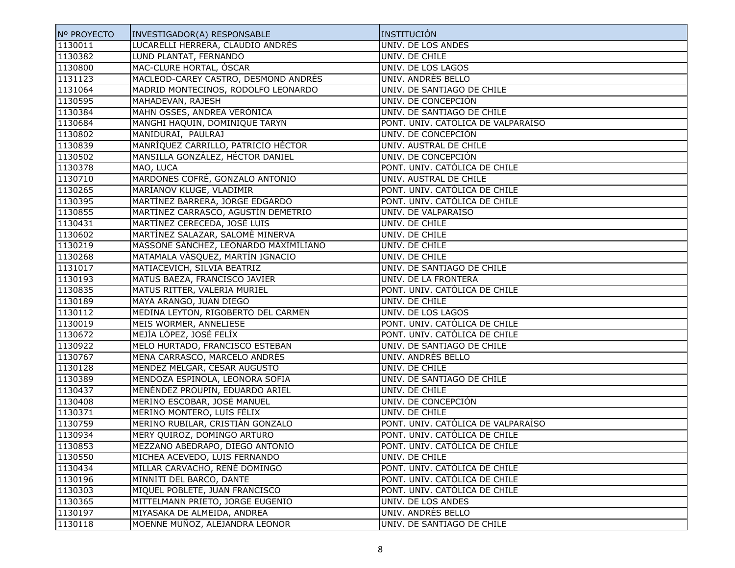| Nº PROYECTO | INVESTIGADOR(A) RESPONSABLE | INSTITUCIÓN |
| --- | --- | --- |
| 1130011 | LUCARELLI HERRERA, CLAUDIO ANDRÉS | UNIV. DE LOS ANDES |
| 1130382 | LUND PLANTAT, FERNANDO | UNIV. DE CHILE |
| 1130800 | MAC-CLURE HORTAL, ÓSCAR | UNIV. DE LOS LAGOS |
| 1131123 | MACLEOD-CAREY CASTRO, DESMOND ANDRÉS | UNIV. ANDRÉS BELLO |
| 1131064 | MADRID MONTECINOS, RODOLFO LEONARDO | UNIV. DE SANTIAGO DE CHILE |
| 1130595 | MAHADEVAN, RAJESH | UNIV. DE CONCEPCIÓN |
| 1130384 | MAHN OSSES, ANDREA VERÓNICA | UNIV. DE SANTIAGO DE CHILE |
| 1130684 | MANGHI HAQUIN, DOMINIQUE TARYN | PONT. UNIV. CATÓLICA DE VALPARAÍSO |
| 1130802 | MANIDURAI, PAULRAJ | UNIV. DE CONCEPCIÓN |
| 1130839 | MANRÍQUEZ CARRILLO, PATRICIO HÉCTOR | UNIV. AUSTRAL DE CHILE |
| 1130502 | MANSILLA GONZÁLEZ, HÉCTOR DANIEL | UNIV. DE CONCEPCIÓN |
| 1130378 | MAO, LUCA | PONT. UNIV. CATÓLICA DE CHILE |
| 1130710 | MARDONES COFRÉ, GONZALO ANTONIO | UNIV. AUSTRAL DE CHILE |
| 1130265 | MARÍANOV KLUGE, VLADIMIR | PONT. UNIV. CATÓLICA DE CHILE |
| 1130395 | MARTÍNEZ BARRERA, JORGE EDGARDO | PONT. UNIV. CATÓLICA DE CHILE |
| 1130855 | MARTÍNEZ CARRASCO, AGUSTÍN DEMETRIO | UNIV. DE VALPARAÍSO |
| 1130431 | MARTÍNEZ CERECEDA, JOSÉ LUIS | UNIV. DE CHILE |
| 1130602 | MARTÍNEZ SALAZAR, SALOMÉ MINERVA | UNIV. DE CHILE |
| 1130219 | MASSONE SÁNCHEZ, LEONARDO MAXIMILIANO | UNIV. DE CHILE |
| 1130268 | MATAMALA VÁSQUEZ, MARTÍN IGNACIO | UNIV. DE CHILE |
| 1131017 | MATIACEVICH, SILVIA BEATRIZ | UNIV. DE SANTIAGO DE CHILE |
| 1130193 | MATUS BAEZA, FRANCISCO JAVIER | UNIV. DE LA FRONTERA |
| 1130835 | MATUS RITTER, VALERIA MURIEL | PONT. UNIV. CATÓLICA DE CHILE |
| 1130189 | MAYA ARANGO, JUAN DIEGO | UNIV. DE CHILE |
| 1130112 | MEDINA LEYTON, RIGOBERTO DEL CARMEN | UNIV. DE LOS LAGOS |
| 1130019 | MEIS WORMER, ANNELIESE | PONT. UNIV. CATÓLICA DE CHILE |
| 1130672 | MEJÍA LÓPEZ, JOSÉ FELÍX | PONT. UNIV. CATÓLICA DE CHILE |
| 1130922 | MELO HURTADO, FRANCISCO ESTEBAN | UNIV. DE SANTIAGO DE CHILE |
| 1130767 | MENA CARRASCO, MARCELO ANDRÉS | UNIV. ANDRÉS BELLO |
| 1130128 | MÉNDEZ MELGAR, CÉSAR AUGUSTO | UNIV. DE CHILE |
| 1130389 | MENDOZA ESPINOLA, LEONORA SOFIA | UNIV. DE SANTIAGO DE CHILE |
| 1130437 | MENÉNDEZ PROUPIN, EDUARDO ARIEL | UNIV. DE CHILE |
| 1130408 | MERINO ESCOBAR, JOSÉ MANUEL | UNIV. DE CONCEPCIÓN |
| 1130371 | MERINO MONTERO, LUIS FÉLIX | UNIV. DE CHILE |
| 1130759 | MERINO RUBILAR, CRISTIÁN GONZALO | PONT. UNIV. CATÓLICA DE VALPARAÍSO |
| 1130934 | MERY QUIROZ, DOMINGO ARTURO | PONT. UNIV. CATÓLICA DE CHILE |
| 1130853 | MEZZANO ABEDRAPO, DIEGO ANTONIO | PONT. UNIV. CATÓLICA DE CHILE |
| 1130550 | MICHEA ACEVEDO, LUIS FERNANDO | UNIV. DE CHILE |
| 1130434 | MILLAR CARVACHO, RENÉ DOMINGO | PONT. UNIV. CATÓLICA DE CHILE |
| 1130196 | MINNITI DEL BARCO, DANTE | PONT. UNIV. CATÓLICA DE CHILE |
| 1130303 | MIQUEL POBLETE, JUAN FRANCISCO | PONT. UNIV. CATÓLICA DE CHILE |
| 1130365 | MITTELMANN PRIETO, JORGE EUGENIO | UNIV. DE LOS ANDES |
| 1130197 | MIYASAKA DE ALMEIDA, ANDREA | UNIV. ANDRÉS BELLO |
| 1130118 | MOENNE MUÑOZ, ALEJANDRA LEONOR | UNIV. DE SANTIAGO DE CHILE |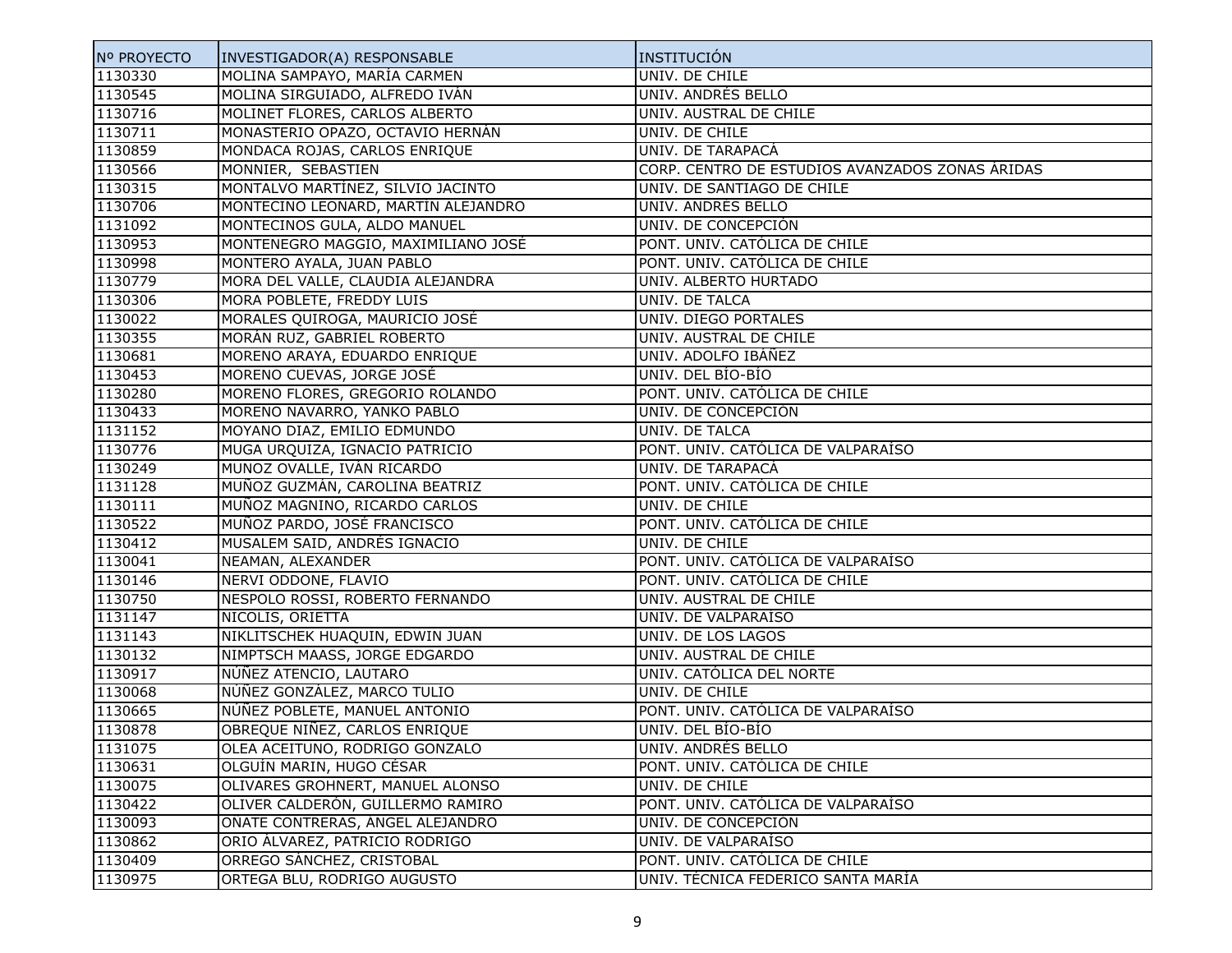| Nº PROYECTO | INVESTIGADOR(A) RESPONSABLE | INSTITUCIÓN |
|---|---|---|
| 1130330 | MOLINA SAMPAYO, MARÍA CARMEN | UNIV. DE CHILE |
| 1130545 | MOLINA SIRGUIADO, ALFREDO IVÁN | UNIV. ANDRÉS BELLO |
| 1130716 | MOLINET FLORES, CARLOS ALBERTO | UNIV. AUSTRAL DE CHILE |
| 1130711 | MONASTERIO OPAZO, OCTAVIO HERNÁN | UNIV. DE CHILE |
| 1130859 | MONDACA ROJAS, CARLOS ENRIQUE | UNIV. DE TARAPACÁ |
| 1130566 | MONNIER, SEBASTIEN | CORP. CENTRO DE ESTUDIOS AVANZADOS ZONAS ÁRIDAS |
| 1130315 | MONTALVO MARTÍNEZ, SILVIO JACINTO | UNIV. DE SANTIAGO DE CHILE |
| 1130706 | MONTECINO LEONARD, MARTÍN ALEJANDRO | UNIV. ANDRÉS BELLO |
| 1131092 | MONTECINOS GULA, ALDO MANUEL | UNIV. DE CONCEPCIÓN |
| 1130953 | MONTENEGRO MAGGIO, MAXIMILIANO JOSÉ | PONT. UNIV. CATÓLICA DE CHILE |
| 1130998 | MONTERO AYALA, JUAN PABLO | PONT. UNIV. CATÓLICA DE CHILE |
| 1130779 | MORA DEL VALLE, CLAUDIA ALEJANDRA | UNIV. ALBERTO HURTADO |
| 1130306 | MORA POBLETE, FREDDY LUIS | UNIV. DE TALCA |
| 1130022 | MORALES QUIROGA, MAURICIO JOSÉ | UNIV. DIEGO PORTALES |
| 1130355 | MORÁN RUZ, GABRIEL ROBERTO | UNIV. AUSTRAL DE CHILE |
| 1130681 | MORENO ARAYA, EDUARDO ENRIQUE | UNIV. ADOLFO IBÁÑEZ |
| 1130453 | MORENO CUEVAS, JORGE JOSÉ | UNIV. DEL BÍO-BÍO |
| 1130280 | MORENO FLORES, GREGORIO ROLANDO | PONT. UNIV. CATÓLICA DE CHILE |
| 1130433 | MORENO NAVARRO, YANKO PABLO | UNIV. DE CONCEPCIÓN |
| 1131152 | MOYANO DIAZ, EMILIO EDMUNDO | UNIV. DE TALCA |
| 1130776 | MUGA URQUIZA, IGNACIO PATRICIO | PONT. UNIV. CATÓLICA DE VALPARAÍSO |
| 1130249 | MUNOZ OVALLE, IVÁN RICARDO | UNIV. DE TARAPACÁ |
| 1131128 | MUÑOZ GUZMÁN, CAROLINA BEATRIZ | PONT. UNIV. CATÓLICA DE CHILE |
| 1130111 | MUÑOZ MAGNINO, RICARDO CARLOS | UNIV. DE CHILE |
| 1130522 | MUÑOZ PARDO, JOSÉ FRANCISCO | PONT. UNIV. CATÓLICA DE CHILE |
| 1130412 | MUSALEM SAID, ANDRÉS IGNACIO | UNIV. DE CHILE |
| 1130041 | NEAMAN, ALEXANDER | PONT. UNIV. CATÓLICA DE VALPARAÍSO |
| 1130146 | NERVI ODDONE, FLAVIO | PONT. UNIV. CATÓLICA DE CHILE |
| 1130750 | NESPOLO ROSSI, ROBERTO FERNANDO | UNIV. AUSTRAL DE CHILE |
| 1131147 | NICOLIS, ORIETTA | UNIV. DE VALPARAÍSO |
| 1131143 | NIKLITSCHEK HUAQUIN, EDWIN JUAN | UNIV. DE LOS LAGOS |
| 1130132 | NIMPTSCH MAASS, JORGE EDGARDO | UNIV. AUSTRAL DE CHILE |
| 1130917 | NÚÑEZ ATENCIO, LAUTARO | UNIV. CATÓLICA DEL NORTE |
| 1130068 | NÚÑEZ GONZÁLEZ, MARCO TULIO | UNIV. DE CHILE |
| 1130665 | NÚÑEZ POBLETE, MANUEL ANTONIO | PONT. UNIV. CATÓLICA DE VALPARAÍSO |
| 1130878 | OBREQUE NIÑEZ, CARLOS ENRIQUE | UNIV. DEL BÍO-BÍO |
| 1131075 | OLEA ACEITUNO, RODRIGO GONZALO | UNIV. ANDRÉS BELLO |
| 1130631 | OLGUÍN MARIN, HUGO CÉSAR | PONT. UNIV. CATÓLICA DE CHILE |
| 1130075 | OLIVARES GROHNERT, MANUEL ALONSO | UNIV. DE CHILE |
| 1130422 | OLIVER CALDERÓN, GUILLERMO RAMIRO | PONT. UNIV. CATÓLICA DE VALPARAÍSO |
| 1130093 | OÑATE CONTRERAS, ÁNGEL ALEJANDRO | UNIV. DE CONCEPCIÓN |
| 1130862 | ORIO ÁLVAREZ, PATRICIO RODRIGO | UNIV. DE VALPARAÍSO |
| 1130409 | ORREGO SÁNCHEZ, CRISTOBAL | PONT. UNIV. CATÓLICA DE CHILE |
| 1130975 | ORTEGA BLU, RODRIGO AUGUSTO | UNIV. TÉCNICA FEDERICO SANTA MARÍA |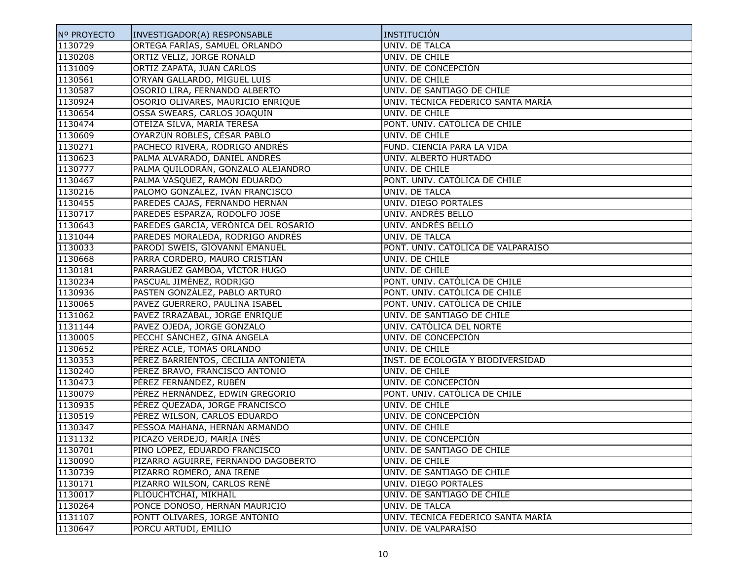| Nº PROYECTO | INVESTIGADOR(A) RESPONSABLE | INSTITUCIÓN |
| --- | --- | --- |
| 1130729 | ORTEGA FARÍAS, SAMUEL ORLANDO | UNIV. DE TALCA |
| 1130208 | ORTIZ VELIZ, JORGE RONALD | UNIV. DE CHILE |
| 1131009 | ORTIZ ZAPATA, JUAN CARLOS | UNIV. DE CONCEPCIÓN |
| 1130561 | O'RYAN GALLARDO, MIGUEL LUIS | UNIV. DE CHILE |
| 1130587 | OSORIO LIRA, FERNANDO ALBERTO | UNIV. DE SANTIAGO DE CHILE |
| 1130924 | OSORIO OLIVARES, MAURICIO ENRIQUE | UNIV. TÉCNICA FEDERICO SANTA MARÍA |
| 1130654 | OSSA SWEARS, CARLOS JOAQUÍN | UNIV. DE CHILE |
| 1130474 | OTEÍZA SILVA, MARÍA TERESA | PONT. UNIV. CATÓLICA DE CHILE |
| 1130609 | OYARZÚN ROBLES, CÉSAR PABLO | UNIV. DE CHILE |
| 1130271 | PACHECO RIVERA, RODRIGO ANDRÉS | FUND. CIENCIA PARA LA VIDA |
| 1130623 | PALMA ALVARADO, DANIEL ANDRÉS | UNIV. ALBERTO HURTADO |
| 1130777 | PALMA QUILODRÁN, GONZALO ALEJANDRO | UNIV. DE CHILE |
| 1130467 | PALMA VÁSQUEZ, RAMÓN EDUARDO | PONT. UNIV. CATÓLICA DE CHILE |
| 1130216 | PALOMO GONZÁLEZ, IVÁN FRANCISCO | UNIV. DE TALCA |
| 1130455 | PAREDES CAJAS, FERNANDO HERNÁN | UNIV. DIEGO PORTALES |
| 1130717 | PAREDES ESPARZA, RODOLFO JOSÉ | UNIV. ANDRÉS BELLO |
| 1130643 | PAREDES GARCÍA, VERÓNICA DEL ROSARIO | UNIV. ANDRÉS BELLO |
| 1131044 | PAREDES MORALEDA, RODRIGO ANDRÉS | UNIV. DE TALCA |
| 1130033 | PARODI SWEIS, GIOVANNI EMANUEL | PONT. UNIV. CATÓLICA DE VALPARAÍSO |
| 1130668 | PARRA CORDERO, MAURO CRISTIÁN | UNIV. DE CHILE |
| 1130181 | PARRAGUEZ GAMBOA, VÍCTOR HUGO | UNIV. DE CHILE |
| 1130234 | PASCUAL JIMÉNEZ, RODRIGO | PONT. UNIV. CATÓLICA DE CHILE |
| 1130936 | PASTEN GONZÁLEZ, PABLO ARTURO | PONT. UNIV. CATÓLICA DE CHILE |
| 1130065 | PAVEZ GUERRERO, PAULINA ISABEL | PONT. UNIV. CATÓLICA DE CHILE |
| 1131062 | PAVEZ IRRAZÁBAL, JORGE ENRIQUE | UNIV. DE SANTIAGO DE CHILE |
| 1131144 | PAVEZ OJEDA, JORGE GONZALO | UNIV. CATÓLICA DEL NORTE |
| 1130005 | PECCHI SÁNCHEZ, GINA ÁNGELA | UNIV. DE CONCEPCIÓN |
| 1130652 | PÉREZ ACLE, TOMÁS ORLANDO | UNIV. DE CHILE |
| 1130353 | PÉREZ BARRIENTOS, CECILIA ANTONIETA | INST. DE ECOLOGÍA Y BIODIVERSIDAD |
| 1130240 | PÉREZ BRAVO, FRANCISCO ANTONIO | UNIV. DE CHILE |
| 1130473 | PÉREZ FERNÁNDEZ, RUBÉN | UNIV. DE CONCEPCIÓN |
| 1130079 | PÉREZ HERNÁNDEZ, EDWIN GREGORIO | PONT. UNIV. CATÓLICA DE CHILE |
| 1130935 | PÉREZ QUEZADA, JORGE FRANCISCO | UNIV. DE CHILE |
| 1130519 | PÉREZ WILSON, CARLOS EDUARDO | UNIV. DE CONCEPCIÓN |
| 1130347 | PESSOA MAHANA, HERNÁN ARMANDO | UNIV. DE CHILE |
| 1131132 | PICAZO VERDEJO, MARÍA INÉS | UNIV. DE CONCEPCIÓN |
| 1130701 | PINO LÓPEZ, EDUARDO FRANCISCO | UNIV. DE SANTIAGO DE CHILE |
| 1130090 | PIZARRO AGUIRRE, FERNANDO DAGOBERTO | UNIV. DE CHILE |
| 1130739 | PIZARRO ROMERO, ANA IRENE | UNIV. DE SANTIAGO DE CHILE |
| 1130171 | PIZARRO WILSON, CARLOS RENÉ | UNIV. DIEGO PORTALES |
| 1130017 | PLIOUCHTCHAI, MIKHAIL | UNIV. DE SANTIAGO DE CHILE |
| 1130264 | PONCE DONOSO, HERNÁN MAURICIO | UNIV. DE TALCA |
| 1131107 | PONTT OLIVARES, JORGE ANTONIO | UNIV. TÉCNICA FEDERICO SANTA MARÍA |
| 1130647 | PORCU ARTUDI, EMILIO | UNIV. DE VALPARAÍSO |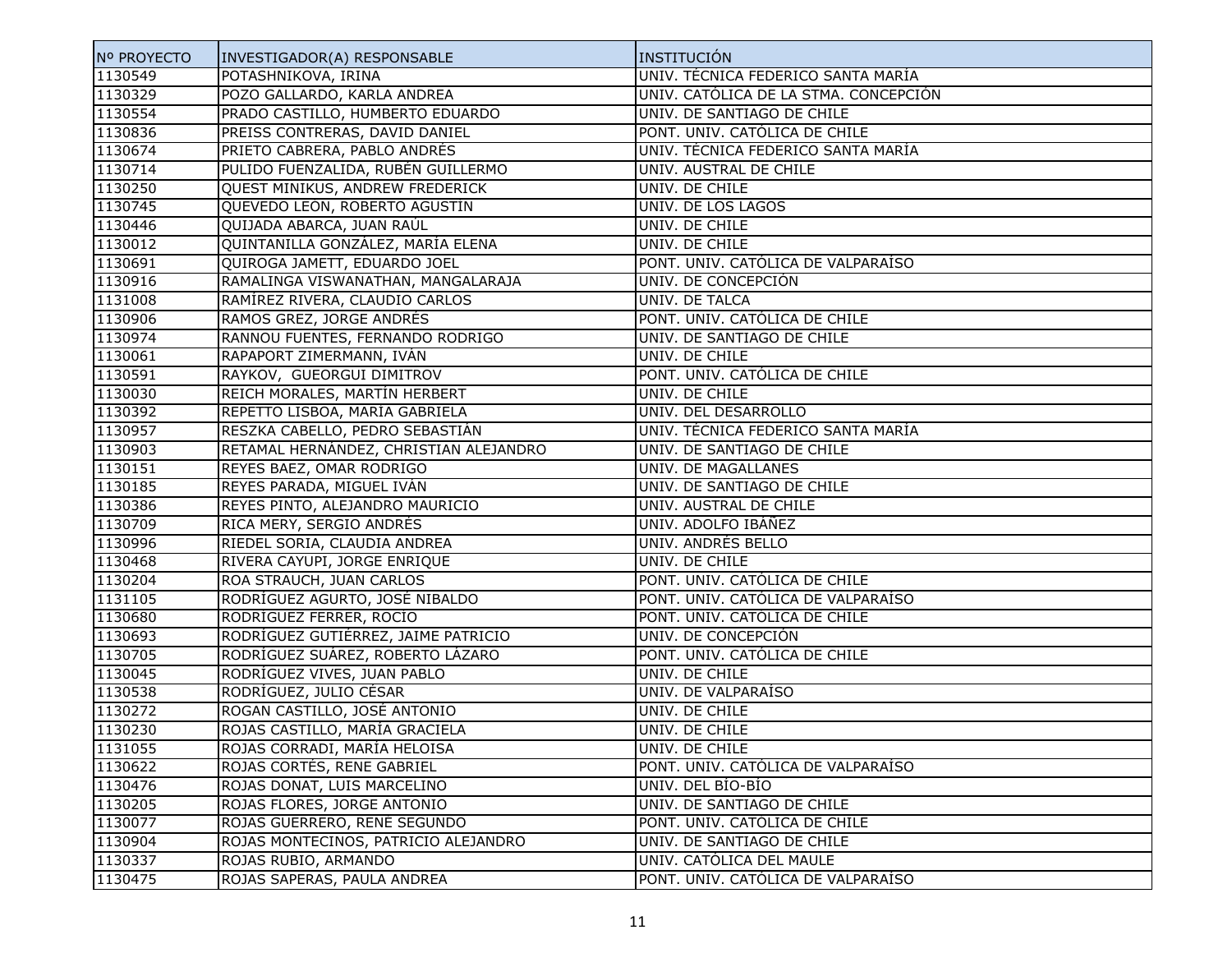| Nº PROYECTO | INVESTIGADOR(A) RESPONSABLE | INSTITUCIÓN |
| --- | --- | --- |
| 1130549 | POTASHNIKOVA, IRINA | UNIV. TÉCNICA FEDERICO SANTA MARÍA |
| 1130329 | POZO GALLARDO, KARLA ANDREA | UNIV. CATÓLICA DE LA STMA. CONCEPCIÓN |
| 1130554 | PRADO CASTILLO, HUMBERTO EDUARDO | UNIV. DE SANTIAGO DE CHILE |
| 1130836 | PREISS CONTRERAS, DAVID DANIEL | PONT. UNIV. CATÓLICA DE CHILE |
| 1130674 | PRIETO CABRERA, PABLO ANDRÉS | UNIV. TÉCNICA FEDERICO SANTA MARÍA |
| 1130714 | PULIDO FUENZALIDA, RUBÉN GUILLERMO | UNIV. AUSTRAL DE CHILE |
| 1130250 | QUEST MINIKUS, ANDREW FREDERICK | UNIV. DE CHILE |
| 1130745 | QUEVEDO LEÓN, ROBERTO AGUSTÍN | UNIV. DE LOS LAGOS |
| 1130446 | QUIJADA ABARCA, JUAN RAÚL | UNIV. DE CHILE |
| 1130012 | QUINTANILLA GONZÁLEZ, MARÍA ELENA | UNIV. DE CHILE |
| 1130691 | QUIROGA JAMETT, EDUARDO JOEL | PONT. UNIV. CATÓLICA DE VALPARAÍSO |
| 1130916 | RAMALINGA VISWANATHAN, MANGALARAJA | UNIV. DE CONCEPCIÓN |
| 1131008 | RAMÍREZ RIVERA, CLAUDIO CARLOS | UNIV. DE TALCA |
| 1130906 | RAMOS GREZ, JORGE ANDRÉS | PONT. UNIV. CATÓLICA DE CHILE |
| 1130974 | RANNOU FUENTES, FERNANDO RODRIGO | UNIV. DE SANTIAGO DE CHILE |
| 1130061 | RAPAPORT ZIMERMANN, IVÁN | UNIV. DE CHILE |
| 1130591 | RAYKOV, GUEORGUI DIMITROV | PONT. UNIV. CATÓLICA DE CHILE |
| 1130030 | REICH MORALES, MARTÍN HERBERT | UNIV. DE CHILE |
| 1130392 | REPETTO LISBOA, MARÍA GABRIELA | UNIV. DEL DESARROLLO |
| 1130957 | RESZKA CABELLO, PEDRO SEBASTIÁN | UNIV. TÉCNICA FEDERICO SANTA MARÍA |
| 1130903 | RETAMAL HERNÁNDEZ, CHRISTIAN ALEJANDRO | UNIV. DE SANTIAGO DE CHILE |
| 1130151 | REYES BAEZ, OMAR RODRIGO | UNIV. DE MAGALLANES |
| 1130185 | REYES PARADA, MIGUEL IVÁN | UNIV. DE SANTIAGO DE CHILE |
| 1130386 | REYES PINTO, ALEJANDRO MAURICIO | UNIV. AUSTRAL DE CHILE |
| 1130709 | RICA MERY, SERGIO ANDRÉS | UNIV. ADOLFO IBÁÑEZ |
| 1130996 | RIEDEL SORIA, CLAUDIA ANDREA | UNIV. ANDRÉS BELLO |
| 1130468 | RIVERA CAYUPI, JORGE ENRIQUE | UNIV. DE CHILE |
| 1130204 | ROA STRAUCH, JUAN CARLOS | PONT. UNIV. CATÓLICA DE CHILE |
| 1131105 | RODRÍGUEZ AGURTO, JOSÉ NIBALDO | PONT. UNIV. CATÓLICA DE VALPARAÍSO |
| 1130680 | RODRIGUEZ FERRER, ROCÍO | PONT. UNIV. CATÓLICA DE CHILE |
| 1130693 | RODRÍGUEZ GUTIÉRREZ, JAIME PATRICIO | UNIV. DE CONCEPCIÓN |
| 1130705 | RODRÍGUEZ SUÁREZ, ROBERTO LÁZARO | PONT. UNIV. CATÓLICA DE CHILE |
| 1130045 | RODRÍGUEZ VIVES, JUAN PABLO | UNIV. DE CHILE |
| 1130538 | RODRÍGUEZ, JULIO CÉSAR | UNIV. DE VALPARAÍSO |
| 1130272 | ROGAN CASTILLO, JOSÉ ANTONIO | UNIV. DE CHILE |
| 1130230 | ROJAS CASTILLO, MARÍA GRACIELA | UNIV. DE CHILE |
| 1131055 | ROJAS CORRADI, MARÍA HELOISA | UNIV. DE CHILE |
| 1130622 | ROJAS CORTÉS, RENE GABRIEL | PONT. UNIV. CATÓLICA DE VALPARAÍSO |
| 1130476 | ROJAS DONAT, LUIS MARCELINO | UNIV. DEL BÍO-BÍO |
| 1130205 | ROJAS FLORES, JORGE ANTONIO | UNIV. DE SANTIAGO DE CHILE |
| 1130077 | ROJAS GUERRERO, RENÉ SEGUNDO | PONT. UNIV. CATÓLICA DE CHILE |
| 1130904 | ROJAS MONTECINOS, PATRICIO ALEJANDRO | UNIV. DE SANTIAGO DE CHILE |
| 1130337 | ROJAS RUBIO, ARMANDO | UNIV. CATÓLICA DEL MAULE |
| 1130475 | ROJAS SAPERAS, PAULA ANDREA | PONT. UNIV. CATÓLICA DE VALPARAÍSO |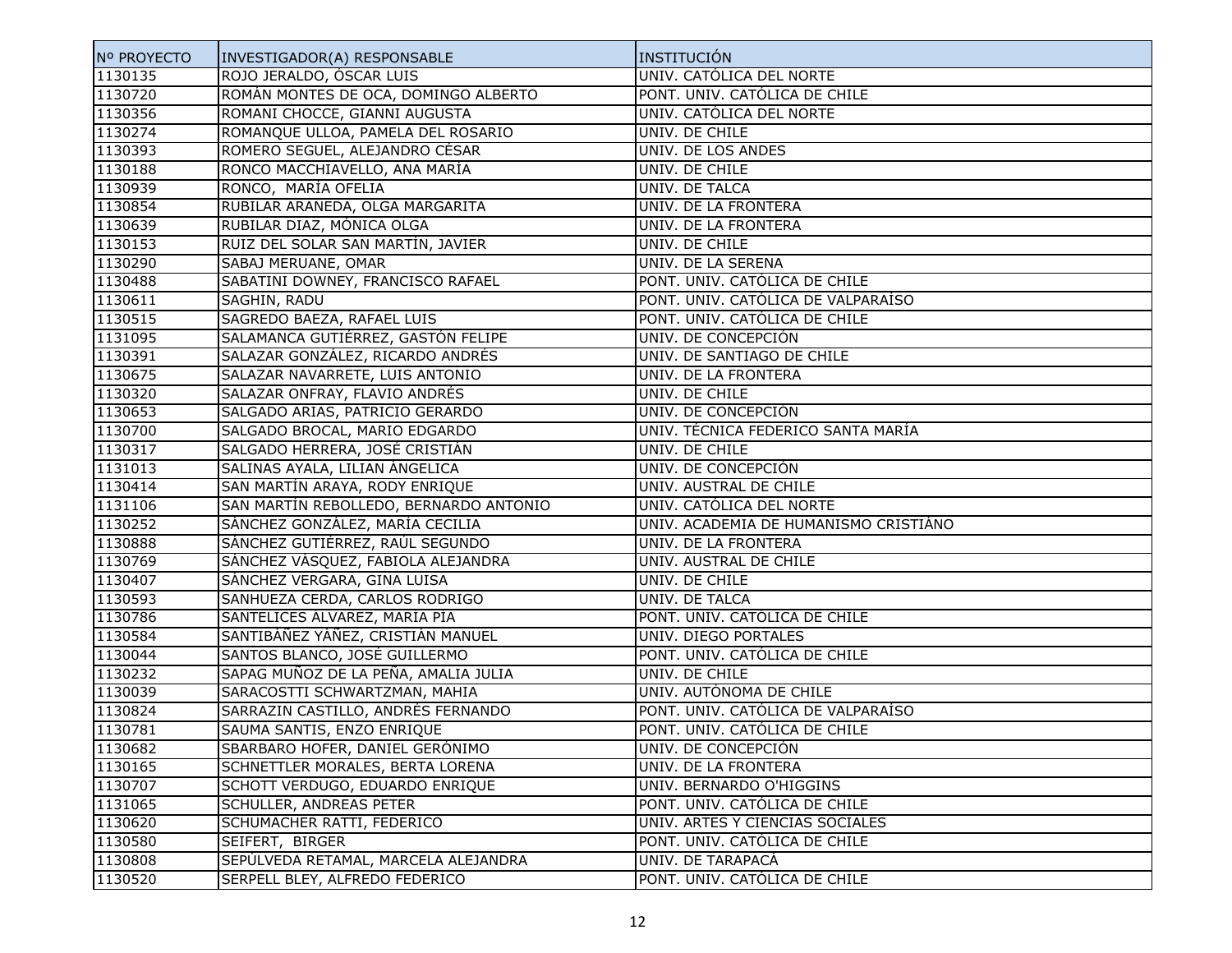| Nº PROYECTO | INVESTIGADOR(A) RESPONSABLE | INSTITUCIÓN |
|---|---|---|
| 1130135 | ROJO JERALDO, ÓSCAR LUIS | UNIV. CATÓLICA DEL NORTE |
| 1130720 | ROMÁN MONTES DE OCA, DOMINGO ALBERTO | PONT. UNIV. CATÓLICA DE CHILE |
| 1130356 | ROMANI CHOCCE, GIANNI AUGUSTA | UNIV. CATÓLICA DEL NORTE |
| 1130274 | ROMANQUE ULLOA, PAMELA DEL ROSARIO | UNIV. DE CHILE |
| 1130393 | ROMERO SEGUEL, ALEJANDRO CÉSAR | UNIV. DE LOS ANDES |
| 1130188 | RONCO MACCHIAVELLO, ANA MARÍA | UNIV. DE CHILE |
| 1130939 | RONCO,  MARÍA OFELIA | UNIV. DE TALCA |
| 1130854 | RUBILAR ARANEDA, OLGA MARGARITA | UNIV. DE LA FRONTERA |
| 1130639 | RUBILAR DIAZ, MÓNICA OLGA | UNIV. DE LA FRONTERA |
| 1130153 | RUIZ DEL SOLAR SAN MARTÍN, JAVIER | UNIV. DE CHILE |
| 1130290 | SABAJ MERUANE, OMAR | UNIV. DE LA SERENA |
| 1130488 | SABATINI DOWNEY, FRANCISCO RAFAEL | PONT. UNIV. CATÓLICA DE CHILE |
| 1130611 | SAGHIN, RADU | PONT. UNIV. CATÓLICA DE VALPARAÍSO |
| 1130515 | SAGREDO BAEZA, RAFAEL LUIS | PONT. UNIV. CATÓLICA DE CHILE |
| 1131095 | SALAMANCA GUTIÉRREZ, GASTÓN FELIPE | UNIV. DE CONCEPCIÓN |
| 1130391 | SALAZAR GONZÁLEZ, RICARDO ANDRÉS | UNIV. DE SANTIAGO DE CHILE |
| 1130675 | SALAZAR NAVARRETE, LUIS ANTONIO | UNIV. DE LA FRONTERA |
| 1130320 | SALAZAR ONFRAY, FLAVIO ANDRÉS | UNIV. DE CHILE |
| 1130653 | SALGADO ARIAS, PATRICIO GERARDO | UNIV. DE CONCEPCIÓN |
| 1130700 | SALGADO BROCAL, MARIO EDGARDO | UNIV. TÉCNICA FEDERICO SANTA MARÍA |
| 1130317 | SALGADO HERRERA, JOSÉ CRISTIÁN | UNIV. DE CHILE |
| 1131013 | SALINAS AYALA, LILIAN ÁNGELICA | UNIV. DE CONCEPCIÓN |
| 1130414 | SAN MARTÍN ARAYA, RODY ENRIQUE | UNIV. AUSTRAL DE CHILE |
| 1131106 | SAN MARTÍN REBOLLEDO, BERNARDO ANTONIO | UNIV. CATÓLICA DEL NORTE |
| 1130252 | SÁNCHEZ GONZÁLEZ, MARÍA CECILIA | UNIV. ACADEMIA DE HUMANISMO CRISTIANO |
| 1130888 | SÁNCHEZ GUTIÉRREZ, RAÚL SEGUNDO | UNIV. DE LA FRONTERA |
| 1130769 | SÁNCHEZ VÁSQUEZ, FABIOLA ALEJANDRA | UNIV. AUSTRAL DE CHILE |
| 1130407 | SÁNCHEZ VERGARA, GINA LUISA | UNIV. DE CHILE |
| 1130593 | SANHUEZA CERDA, CARLOS RODRIGO | UNIV. DE TALCA |
| 1130786 | SANTELICES ÁLVAREZ, MARÍA PÍA | PONT. UNIV. CATÓLICA DE CHILE |
| 1130584 | SANTIBÁÑEZ YÁÑEZ, CRISTIÁN MANUEL | UNIV. DIEGO PORTALES |
| 1130044 | SANTOS BLANCO, JOSÉ GUILLERMO | PONT. UNIV. CATÓLICA DE CHILE |
| 1130232 | SAPAG MUÑOZ DE LA PEÑA, AMALIA JULIA | UNIV. DE CHILE |
| 1130039 | SARACOSTTI SCHWARTZMAN, MAHIA | UNIV. AUTÓNOMA DE CHILE |
| 1130824 | SARRAZIN CASTILLO, ANDRÉS FERNANDO | PONT. UNIV. CATÓLICA DE VALPARAÍSO |
| 1130781 | SAUMA SANTIS, ENZO ENRIQUE | PONT. UNIV. CATÓLICA DE CHILE |
| 1130682 | SBARBARO HOFER, DANIEL GERÓNIMO | UNIV. DE CONCEPCIÓN |
| 1130165 | SCHNETTLER MORALES, BERTA LORENA | UNIV. DE LA FRONTERA |
| 1130707 | SCHOTT VERDUGO, EDUARDO ENRIQUE | UNIV. BERNARDO O'HIGGINS |
| 1131065 | SCHULLER, ANDREAS PETER | PONT. UNIV. CATÓLICA DE CHILE |
| 1130620 | SCHUMACHER RATTI, FEDERICO | UNIV. ARTES Y CIENCIAS SOCIALES |
| 1130580 | SEIFERT,  BIRGER | PONT. UNIV. CATÓLICA DE CHILE |
| 1130808 | SEPÚLVEDA RETAMAL, MARCELA ALEJANDRA | UNIV. DE TARAPACÁ |
| 1130520 | SERPELL BLEY, ALFREDO FEDERICO | PONT. UNIV. CATÓLICA DE CHILE |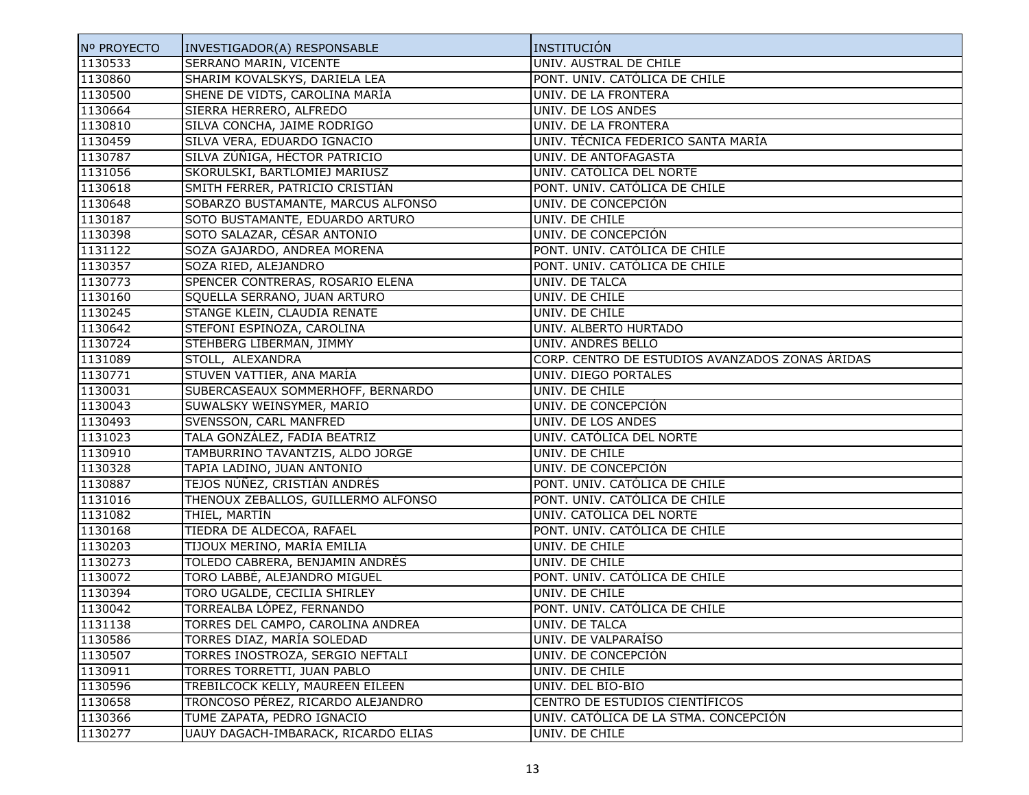| Nº PROYECTO | INVESTIGADOR(A) RESPONSABLE | INSTITUCIÓN |
|---|---|---|
| 1130533 | SERRANO MARIN, VICENTE | UNIV. AUSTRAL DE CHILE |
| 1130860 | SHARIM KOVALSKYS, DARIELA LEA | PONT. UNIV. CATÓLICA DE CHILE |
| 1130500 | SHENE DE VIDTS, CAROLINA MARÍA | UNIV. DE LA FRONTERA |
| 1130664 | SIERRA HERRERO, ALFREDO | UNIV. DE LOS ANDES |
| 1130810 | SILVA CONCHA, JAIME RODRIGO | UNIV. DE LA FRONTERA |
| 1130459 | SILVA VERA, EDUARDO IGNACIO | UNIV. TÉCNICA FEDERICO SANTA MARÍA |
| 1130787 | SILVA ZÚÑIGA, HÉCTOR PATRICIO | UNIV. DE ANTOFAGASTA |
| 1131056 | SKORULSKI, BARTLOMIEJ MARIUSZ | UNIV. CATÓLICA DEL NORTE |
| 1130618 | SMITH FERRER, PATRICIO CRISTIÁN | PONT. UNIV. CATÓLICA DE CHILE |
| 1130648 | SOBARZO BUSTAMANTE, MARCUS ALFONSO | UNIV. DE CONCEPCIÓN |
| 1130187 | SOTO BUSTAMANTE, EDUARDO ARTURO | UNIV. DE CHILE |
| 1130398 | SOTO SALAZAR, CÉSAR ANTONIO | UNIV. DE CONCEPCIÓN |
| 1131122 | SOZA GAJARDO, ANDREA MORENA | PONT. UNIV. CATÓLICA DE CHILE |
| 1130357 | SOZA RIED, ALEJANDRO | PONT. UNIV. CATÓLICA DE CHILE |
| 1130773 | SPENCER CONTRERAS, ROSARIO ELENA | UNIV. DE TALCA |
| 1130160 | SQUELLA SERRANO, JUAN ARTURO | UNIV. DE CHILE |
| 1130245 | STANGE KLEIN, CLAUDIA RENATE | UNIV. DE CHILE |
| 1130642 | STEFONI ESPINOZA, CAROLINA | UNIV. ALBERTO HURTADO |
| 1130724 | STEHBERG LIBERMAN, JIMMY | UNIV. ANDRÉS BELLO |
| 1131089 | STOLL, ALEXANDRA | CORP. CENTRO DE ESTUDIOS AVANZADOS ZONAS ÁRIDAS |
| 1130771 | STUVEN VATTIER, ANA MARÍA | UNIV. DIEGO PORTALES |
| 1130031 | SUBERCASEAUX SOMMERHOFF, BERNARDO | UNIV. DE CHILE |
| 1130043 | SUWALSKY WEINSYMER, MARIO | UNIV. DE CONCEPCIÓN |
| 1130493 | SVENSSON, CARL MANFRED | UNIV. DE LOS ANDES |
| 1131023 | TALA GONZÁLEZ, FADIA BEATRIZ | UNIV. CATÓLICA DEL NORTE |
| 1130910 | TAMBURRINO TAVANTZIS, ALDO JORGE | UNIV. DE CHILE |
| 1130328 | TAPIA LADINO, JUAN ANTONIO | UNIV. DE CONCEPCIÓN |
| 1130887 | TEJOS NÚÑEZ, CRISTIÁN ANDRÉS | PONT. UNIV. CATÓLICA DE CHILE |
| 1131016 | THENOUX ZEBALLOS, GUILLERMO ALFONSO | PONT. UNIV. CATÓLICA DE CHILE |
| 1131082 | THIEL, MARTIN | UNIV. CATÓLICA DEL NORTE |
| 1130168 | TIEDRA DE ALDECOA, RAFAEL | PONT. UNIV. CATÓLICA DE CHILE |
| 1130203 | TIJOUX MERINO, MARÍA EMILIA | UNIV. DE CHILE |
| 1130273 | TOLEDO CABRERA, BENJAMIN ANDRÉS | UNIV. DE CHILE |
| 1130072 | TORO LABBÉ, ALEJANDRO MIGUEL | PONT. UNIV. CATÓLICA DE CHILE |
| 1130394 | TORO UGALDE, CECILIA SHIRLEY | UNIV. DE CHILE |
| 1130042 | TORREALBA LÓPEZ, FERNANDO | PONT. UNIV. CATÓLICA DE CHILE |
| 1131138 | TORRES DEL CAMPO, CAROLINA ANDREA | UNIV. DE TALCA |
| 1130586 | TORRES DIAZ, MARÍA SOLEDAD | UNIV. DE VALPARAÍSO |
| 1130507 | TORRES INOSTROZA, SERGIO NEFTALI | UNIV. DE CONCEPCIÓN |
| 1130911 | TORRES TORRETTI, JUAN PABLO | UNIV. DE CHILE |
| 1130596 | TREBILCOCK KELLY, MAUREEN EILEEN | UNIV. DEL BIO-BIO |
| 1130658 | TRONCOSO PÉREZ, RICARDO ALEJANDRO | CENTRO DE ESTUDIOS CIENTÍFICOS |
| 1130366 | TUME ZAPATA, PEDRO IGNACIO | UNIV. CATÓLICA DE LA STMA. CONCEPCIÓN |
| 1130277 | UAUY DAGACH-IMBARACK, RICARDO ELIAS | UNIV. DE CHILE |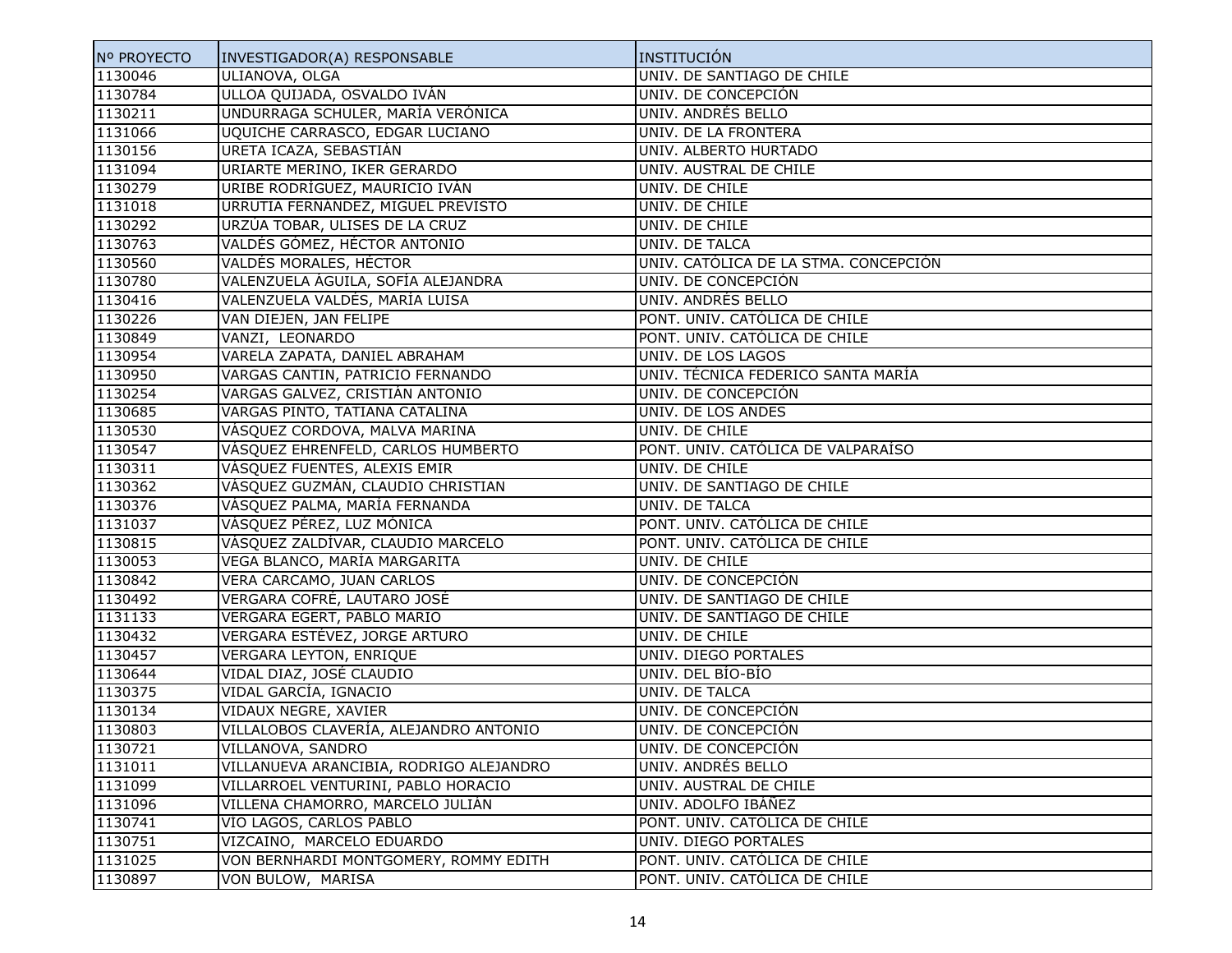| Nº PROYECTO | INVESTIGADOR(A) RESPONSABLE | INSTITUCIÓN |
|---|---|---|
| 1130046 | ULIANOVA, OLGA | UNIV. DE SANTIAGO DE CHILE |
| 1130784 | ULLOA QUIJADA, OSVALDO IVÁN | UNIV. DE CONCEPCIÓN |
| 1130211 | UNDURRAGA SCHULER, MARÍA VERÓNICA | UNIV. ANDRÉS BELLO |
| 1131066 | UQUICHE CARRASCO, EDGAR LUCIANO | UNIV. DE LA FRONTERA |
| 1130156 | URETA ICAZA, SEBASTIÁN | UNIV. ALBERTO HURTADO |
| 1131094 | URIARTE MERINO, IKER GERARDO | UNIV. AUSTRAL DE CHILE |
| 1130279 | URIBE RODRÍGUEZ, MAURICIO IVÁN | UNIV. DE CHILE |
| 1131018 | URRUTIA FERNÁNDEZ, MIGUEL PREVISTO | UNIV. DE CHILE |
| 1130292 | URZÚA TOBAR, ULISES DE LA CRUZ | UNIV. DE CHILE |
| 1130763 | VALDÉS GÓMEZ, HÉCTOR ANTONIO | UNIV. DE TALCA |
| 1130560 | VALDÉS MORALES, HÉCTOR | UNIV. CATÓLICA DE LA STMA. CONCEPCIÓN |
| 1130780 | VALENZUELA ÁGUILA, SOFÍA ALEJANDRA | UNIV. DE CONCEPCIÓN |
| 1130416 | VALENZUELA VALDÉS, MARÍA LUISA | UNIV. ANDRÉS BELLO |
| 1130226 | VAN DIEJEN, JAN FELIPE | PONT. UNIV. CATÓLICA DE CHILE |
| 1130849 | VANZI,  LEONARDO | PONT. UNIV. CATÓLICA DE CHILE |
| 1130954 | VARELA ZAPATA, DANIEL ABRAHAM | UNIV. DE LOS LAGOS |
| 1130950 | VARGAS CANTIN, PATRICIO FERNANDO | UNIV. TÉCNICA FEDERICO SANTA MARÍA |
| 1130254 | VARGAS GALVEZ, CRISTIÁN ANTONIO | UNIV. DE CONCEPCIÓN |
| 1130685 | VARGAS PINTO, TATIANA CATALINA | UNIV. DE LOS ANDES |
| 1130530 | VÁSQUEZ CORDOVA, MALVA MARINA | UNIV. DE CHILE |
| 1130547 | VÁSQUEZ EHRENFELD, CARLOS HUMBERTO | PONT. UNIV. CATÓLICA DE VALPARAÍSO |
| 1130311 | VÁSQUEZ FUENTES, ALEXIS EMIR | UNIV. DE CHILE |
| 1130362 | VÁSQUEZ GUZMÁN, CLAUDIO CHRISTIAN | UNIV. DE SANTIAGO DE CHILE |
| 1130376 | VÁSQUEZ PALMA, MARÍA FERNANDA | UNIV. DE TALCA |
| 1131037 | VÁSQUEZ PÉREZ, LUZ MÓNICA | PONT. UNIV. CATÓLICA DE CHILE |
| 1130815 | VÁSQUEZ ZALDÍVAR, CLAUDIO MARCELO | PONT. UNIV. CATÓLICA DE CHILE |
| 1130053 | VEGA BLANCO, MARÍA MARGARITA | UNIV. DE CHILE |
| 1130842 | VERA CARCAMO, JUAN CARLOS | UNIV. DE CONCEPCIÓN |
| 1130492 | VERGARA COFRÉ, LAUTARO JOSÉ | UNIV. DE SANTIAGO DE CHILE |
| 1131133 | VERGARA EGERT, PABLO MARIO | UNIV. DE SANTIAGO DE CHILE |
| 1130432 | VERGARA ESTÉVEZ, JORGE ARTURO | UNIV. DE CHILE |
| 1130457 | VERGARA LEYTON, ENRIQUE | UNIV. DIEGO PORTALES |
| 1130644 | VIDAL DIAZ, JOSÉ CLAUDIO | UNIV. DEL BÍO-BÍO |
| 1130375 | VIDAL GARCÍA, IGNACIO | UNIV. DE TALCA |
| 1130134 | VIDAUX NEGRE, XAVIER | UNIV. DE CONCEPCIÓN |
| 1130803 | VILLALOBOS CLAVERÍA, ALEJANDRO ANTONIO | UNIV. DE CONCEPCIÓN |
| 1130721 | VILLANOVA, SANDRO | UNIV. DE CONCEPCIÓN |
| 1131011 | VILLANUEVA ARANCIBIA, RODRIGO ALEJANDRO | UNIV. ANDRÉS BELLO |
| 1131099 | VILLARROEL VENTURINI, PABLO HORACIO | UNIV. AUSTRAL DE CHILE |
| 1131096 | VILLENA CHAMORRO, MARCELO JULIÁN | UNIV. ADOLFO IBÁÑEZ |
| 1130741 | VIO LAGOS, CARLOS PABLO | PONT. UNIV. CATÓLICA DE CHILE |
| 1130751 | VIZCAINO,  MARCELO EDUARDO | UNIV. DIEGO PORTALES |
| 1131025 | VON BERNHARDI MONTGOMERY, ROMMY EDITH | PONT. UNIV. CATÓLICA DE CHILE |
| 1130897 | VON BULOW,  MARISA | PONT. UNIV. CATÓLICA DE CHILE |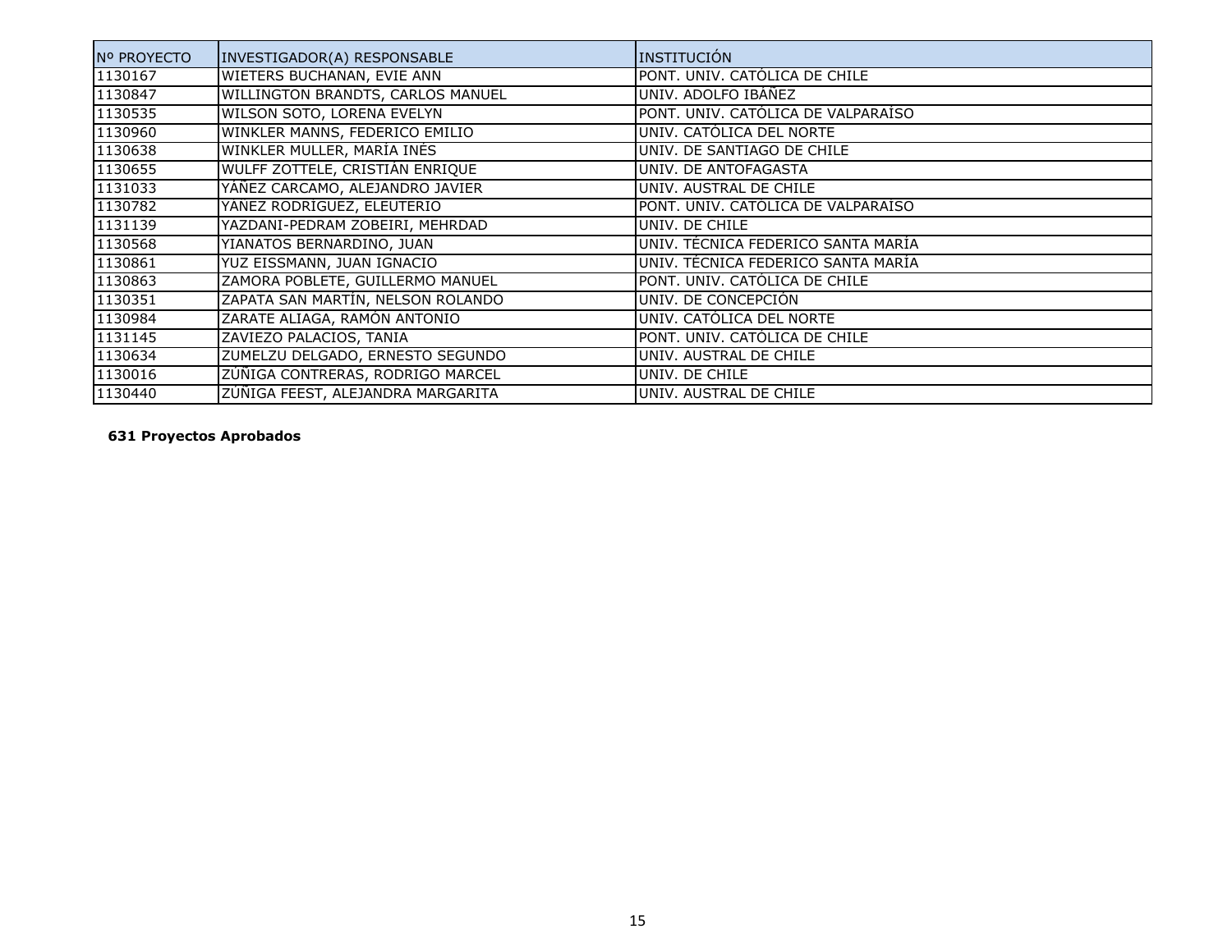| Nº PROYECTO | INVESTIGADOR(A) RESPONSABLE | INSTITUCIÓN |
|---|---|---|
| 1130167 | WIETERS BUCHANAN, EVIE ANN | PONT. UNIV. CATÓLICA DE CHILE |
| 1130847 | WILLINGTON BRANDTS, CARLOS MANUEL | UNIV. ADOLFO IBÁÑEZ |
| 1130535 | WILSON SOTO, LORENA EVELYN | PONT. UNIV. CATÓLICA DE VALPARAÍSO |
| 1130960 | WINKLER MANNS, FEDERICO EMILIO | UNIV. CATÓLICA DEL NORTE |
| 1130638 | WINKLER MULLER, MARÍA INÉS | UNIV. DE SANTIAGO DE CHILE |
| 1130655 | WULFF ZOTTELE, CRISTIÁN ENRIQUE | UNIV. DE ANTOFAGASTA |
| 1131033 | YÁÑEZ CARCAMO, ALEJANDRO JAVIER | UNIV. AUSTRAL DE CHILE |
| 1130782 | YÁÑEZ RODRÍGUEZ, ELEUTERIO | PONT. UNIV. CATÓLICA DE VALPARAÍSO |
| 1131139 | YAZDANI-PEDRAM ZOBEIRI, MEHRDAD | UNIV. DE CHILE |
| 1130568 | YIANATOS BERNARDINO, JUAN | UNIV. TÉCNICA FEDERICO SANTA MARÍA |
| 1130861 | YUZ EISSMANN, JUAN IGNACIO | UNIV. TÉCNICA FEDERICO SANTA MARÍA |
| 1130863 | ZAMORA POBLETE, GUILLERMO MANUEL | PONT. UNIV. CATÓLICA DE CHILE |
| 1130351 | ZAPATA SAN MARTÍN, NELSON ROLANDO | UNIV. DE CONCEPCIÓN |
| 1130984 | ZARATE ALIAGA, RAMÓN ANTONIO | UNIV. CATÓLICA DEL NORTE |
| 1131145 | ZAVIEZO PALACIOS, TANIA | PONT. UNIV. CATÓLICA DE CHILE |
| 1130634 | ZUMELZU DELGADO, ERNESTO SEGUNDO | UNIV. AUSTRAL DE CHILE |
| 1130016 | ZÚÑIGA CONTRERAS, RODRIGO MARCEL | UNIV. DE CHILE |
| 1130440 | ZÚÑIGA FEEST, ALEJANDRA MARGARITA | UNIV. AUSTRAL DE CHILE |

**631 Proyectos Aprobados**